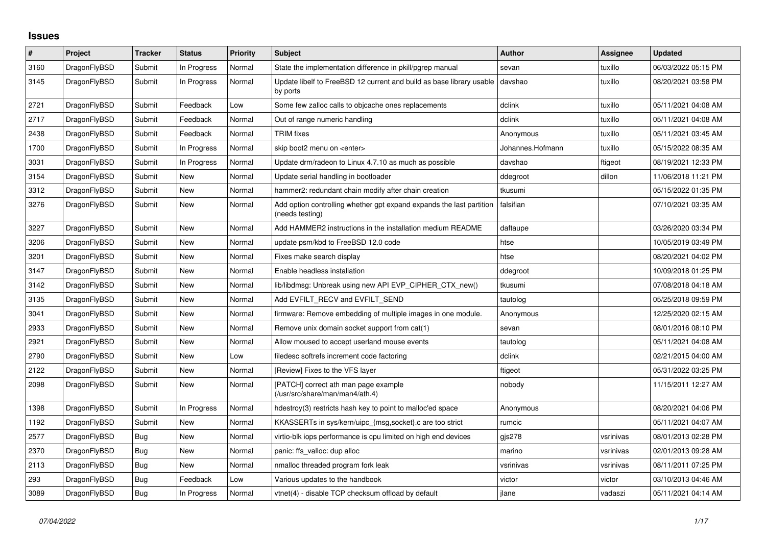# Issues

| # | Project | Tracker | Status | Priority | Subject | Author | Assignee | Updated |
|---|---|---|---|---|---|---|---|---|
| 3160 | DragonFlyBSD | Submit | In Progress | Normal | State the implementation difference in pkill/pgrep manual | sevan | tuxillo | 06/03/2022 05:15 PM |
| 3145 | DragonFlyBSD | Submit | In Progress | Normal | Update libelf to FreeBSD 12 current and build as base library usable by ports | davshao | tuxillo | 08/20/2021 03:58 PM |
| 2721 | DragonFlyBSD | Submit | Feedback | Low | Some few zalloc calls to objcache ones replacements | dclink | tuxillo | 05/11/2021 04:08 AM |
| 2717 | DragonFlyBSD | Submit | Feedback | Normal | Out of range numeric handling | dclink | tuxillo | 05/11/2021 04:08 AM |
| 2438 | DragonFlyBSD | Submit | Feedback | Normal | TRIM fixes | Anonymous | tuxillo | 05/11/2021 03:45 AM |
| 1700 | DragonFlyBSD | Submit | In Progress | Normal | skip boot2 menu on <enter> | Johannes.Hofmann | tuxillo | 05/15/2022 08:35 AM |
| 3031 | DragonFlyBSD | Submit | In Progress | Normal | Update drm/radeon to Linux 4.7.10 as much as possible | davshao | ftigeot | 08/19/2021 12:33 PM |
| 3154 | DragonFlyBSD | Submit | New | Normal | Update serial handling in bootloader | ddegroot | dillon | 11/06/2018 11:21 PM |
| 3312 | DragonFlyBSD | Submit | New | Normal | hammer2: redundant chain modify after chain creation | tkusumi | | 05/15/2022 01:35 PM |
| 3276 | DragonFlyBSD | Submit | New | Normal | Add option controlling whether gpt expand expands the last partition (needs testing) | falsifian | | 07/10/2021 03:35 AM |
| 3227 | DragonFlyBSD | Submit | New | Normal | Add HAMMER2 instructions in the installation medium README | daftaupe | | 03/26/2020 03:34 PM |
| 3206 | DragonFlyBSD | Submit | New | Normal | update psm/kbd to FreeBSD 12.0 code | htse | | 10/05/2019 03:49 PM |
| 3201 | DragonFlyBSD | Submit | New | Normal | Fixes make search display | htse | | 08/20/2021 04:02 PM |
| 3147 | DragonFlyBSD | Submit | New | Normal | Enable headless installation | ddegroot | | 10/09/2018 01:25 PM |
| 3142 | DragonFlyBSD | Submit | New | Normal | lib/libdmsg: Unbreak using new API EVP_CIPHER_CTX_new() | tkusumi | | 07/08/2018 04:18 AM |
| 3135 | DragonFlyBSD | Submit | New | Normal | Add EVFILT_RECV and EVFILT_SEND | tautolog | | 05/25/2018 09:59 PM |
| 3041 | DragonFlyBSD | Submit | New | Normal | firmware: Remove embedding of multiple images in one module. | Anonymous | | 12/25/2020 02:15 AM |
| 2933 | DragonFlyBSD | Submit | New | Normal | Remove unix domain socket support from cat(1) | sevan | | 08/01/2016 08:10 PM |
| 2921 | DragonFlyBSD | Submit | New | Normal | Allow moused to accept userland mouse events | tautolog | | 05/11/2021 04:08 AM |
| 2790 | DragonFlyBSD | Submit | New | Low | filedesc softrefs increment code factoring | dclink | | 02/21/2015 04:00 AM |
| 2122 | DragonFlyBSD | Submit | New | Normal | [Review] Fixes to the VFS layer | ftigeot | | 05/31/2022 03:25 PM |
| 2098 | DragonFlyBSD | Submit | New | Normal | [PATCH] correct ath man page example (/usr/src/share/man/man4/ath.4) | nobody | | 11/15/2011 12:27 AM |
| 1398 | DragonFlyBSD | Submit | In Progress | Normal | hdestroy(3) restricts hash key to point to malloc'ed space | Anonymous | | 08/20/2021 04:06 PM |
| 1192 | DragonFlyBSD | Submit | New | Normal | KKASSERTs in sys/kern/uipc_{msg,socket}.c are too strict | rumcic | | 05/11/2021 04:07 AM |
| 2577 | DragonFlyBSD | Bug | New | Normal | virtio-blk iops performance is cpu limited on high end devices | gjs278 | vsrinivas | 08/01/2013 02:28 PM |
| 2370 | DragonFlyBSD | Bug | New | Normal | panic: ffs_valloc: dup alloc | marino | vsrinivas | 02/01/2013 09:28 AM |
| 2113 | DragonFlyBSD | Bug | New | Normal | nmalloc threaded program fork leak | vsrinivas | vsrinivas | 08/11/2011 07:25 PM |
| 293 | DragonFlyBSD | Bug | Feedback | Low | Various updates to the handbook | victor | victor | 03/10/2013 04:46 AM |
| 3089 | DragonFlyBSD | Bug | In Progress | Normal | vtnet(4) - disable TCP checksum offload by default | jlane | vadaszi | 05/11/2021 04:14 AM |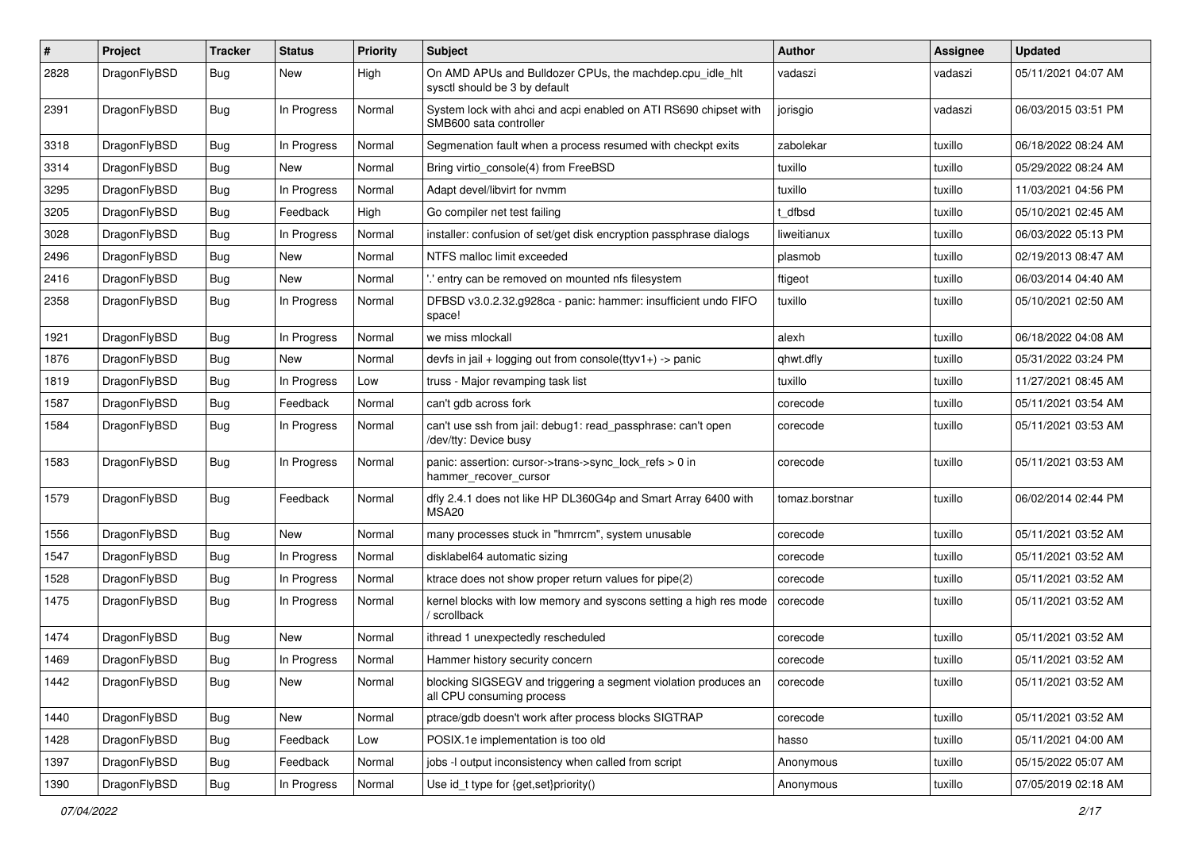| # | Project | Tracker | Status | Priority | Subject | Author | Assignee | Updated |
|---|---|---|---|---|---|---|---|---|
| 2828 | DragonFlyBSD | Bug | New | High | On AMD APUs and Bulldozer CPUs, the machdep.cpu_idle_hlt sysctl should be 3 by default | vadaszi | vadaszi | 05/11/2021 04:07 AM |
| 2391 | DragonFlyBSD | Bug | In Progress | Normal | System lock with ahci and acpi enabled on ATI RS690 chipset with SMB600 sata controller | jorisgio | vadaszi | 06/03/2015 03:51 PM |
| 3318 | DragonFlyBSD | Bug | In Progress | Normal | Segmenation fault when a process resumed with checkpt exits | zabolekar | tuxillo | 06/18/2022 08:24 AM |
| 3314 | DragonFlyBSD | Bug | New | Normal | Bring virtio_console(4) from FreeBSD | tuxillo | tuxillo | 05/29/2022 08:24 AM |
| 3295 | DragonFlyBSD | Bug | In Progress | Normal | Adapt devel/libvirt for nvmm | tuxillo | tuxillo | 11/03/2021 04:56 PM |
| 3205 | DragonFlyBSD | Bug | Feedback | High | Go compiler net test failing | t_dfbsd | tuxillo | 05/10/2021 02:45 AM |
| 3028 | DragonFlyBSD | Bug | In Progress | Normal | installer: confusion of set/get disk encryption passphrase dialogs | liweitianux | tuxillo | 06/03/2022 05:13 PM |
| 2496 | DragonFlyBSD | Bug | New | Normal | NTFS malloc limit exceeded | plasmob | tuxillo | 02/19/2013 08:47 AM |
| 2416 | DragonFlyBSD | Bug | New | Normal | '.' entry can be removed on mounted nfs filesystem | ftigeot | tuxillo | 06/03/2014 04:40 AM |
| 2358 | DragonFlyBSD | Bug | In Progress | Normal | DFBSD v3.0.2.32.g928ca - panic: hammer: insufficient undo FIFO space! | tuxillo | tuxillo | 05/10/2021 02:50 AM |
| 1921 | DragonFlyBSD | Bug | In Progress | Normal | we miss mlockall | alexh | tuxillo | 06/18/2022 04:08 AM |
| 1876 | DragonFlyBSD | Bug | New | Normal | devfs in jail + logging out from console(ttyv1+) -> panic | qhwt.dfly | tuxillo | 05/31/2022 03:24 PM |
| 1819 | DragonFlyBSD | Bug | In Progress | Low | truss - Major revamping task list | tuxillo | tuxillo | 11/27/2021 08:45 AM |
| 1587 | DragonFlyBSD | Bug | Feedback | Normal | can't gdb across fork | corecode | tuxillo | 05/11/2021 03:54 AM |
| 1584 | DragonFlyBSD | Bug | In Progress | Normal | can't use ssh from jail: debug1: read_passphrase: can't open /dev/tty: Device busy | corecode | tuxillo | 05/11/2021 03:53 AM |
| 1583 | DragonFlyBSD | Bug | In Progress | Normal | panic: assertion: cursor->trans->sync_lock_refs > 0 in hammer_recover_cursor | corecode | tuxillo | 05/11/2021 03:53 AM |
| 1579 | DragonFlyBSD | Bug | Feedback | Normal | dfly 2.4.1 does not like HP DL360G4p and Smart Array 6400 with MSA20 | tomaz.borstnar | tuxillo | 06/02/2014 02:44 PM |
| 1556 | DragonFlyBSD | Bug | New | Normal | many processes stuck in "hmrrcm", system unusable | corecode | tuxillo | 05/11/2021 03:52 AM |
| 1547 | DragonFlyBSD | Bug | In Progress | Normal | disklabel64 automatic sizing | corecode | tuxillo | 05/11/2021 03:52 AM |
| 1528 | DragonFlyBSD | Bug | In Progress | Normal | ktrace does not show proper return values for pipe(2) | corecode | tuxillo | 05/11/2021 03:52 AM |
| 1475 | DragonFlyBSD | Bug | In Progress | Normal | kernel blocks with low memory and syscons setting a high res mode / scrollback | corecode | tuxillo | 05/11/2021 03:52 AM |
| 1474 | DragonFlyBSD | Bug | New | Normal | ithread 1 unexpectedly rescheduled | corecode | tuxillo | 05/11/2021 03:52 AM |
| 1469 | DragonFlyBSD | Bug | In Progress | Normal | Hammer history security concern | corecode | tuxillo | 05/11/2021 03:52 AM |
| 1442 | DragonFlyBSD | Bug | New | Normal | blocking SIGSEGV and triggering a segment violation produces an all CPU consuming process | corecode | tuxillo | 05/11/2021 03:52 AM |
| 1440 | DragonFlyBSD | Bug | New | Normal | ptrace/gdb doesn't work after process blocks SIGTRAP | corecode | tuxillo | 05/11/2021 03:52 AM |
| 1428 | DragonFlyBSD | Bug | Feedback | Low | POSIX.1e implementation is too old | hasso | tuxillo | 05/11/2021 04:00 AM |
| 1397 | DragonFlyBSD | Bug | Feedback | Normal | jobs -l output inconsistency when called from script | Anonymous | tuxillo | 05/15/2022 05:07 AM |
| 1390 | DragonFlyBSD | Bug | In Progress | Normal | Use id_t type for {get,set}priority() | Anonymous | tuxillo | 07/05/2019 02:18 AM |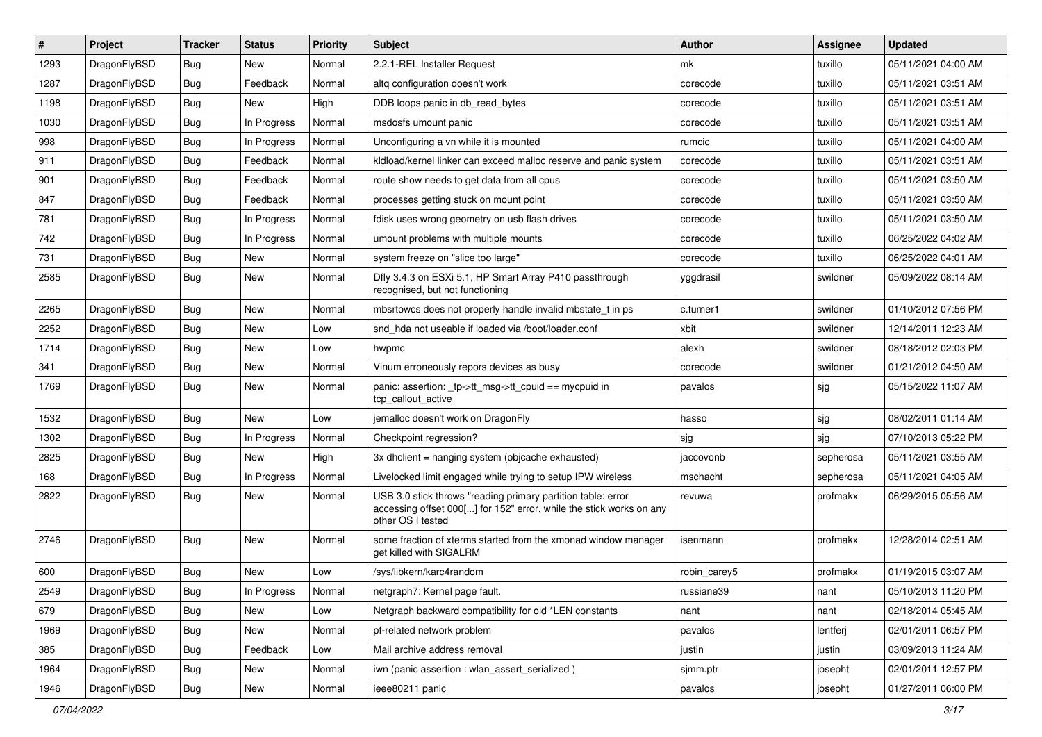| # | Project | Tracker | Status | Priority | Subject | Author | Assignee | Updated |
|---|---|---|---|---|---|---|---|---|
| 1293 | DragonFlyBSD | Bug | New | Normal | 2.2.1-REL Installer Request | mk | tuxillo | 05/11/2021 04:00 AM |
| 1287 | DragonFlyBSD | Bug | Feedback | Normal | altq configuration doesn't work | corecode | tuxillo | 05/11/2021 03:51 AM |
| 1198 | DragonFlyBSD | Bug | New | High | DDB loops panic in db_read_bytes | corecode | tuxillo | 05/11/2021 03:51 AM |
| 1030 | DragonFlyBSD | Bug | In Progress | Normal | msdosfs umount panic | corecode | tuxillo | 05/11/2021 03:51 AM |
| 998 | DragonFlyBSD | Bug | In Progress | Normal | Unconfiguring a vn while it is mounted | rumcic | tuxillo | 05/11/2021 04:00 AM |
| 911 | DragonFlyBSD | Bug | Feedback | Normal | kldload/kernel linker can exceed malloc reserve and panic system | corecode | tuxillo | 05/11/2021 03:51 AM |
| 901 | DragonFlyBSD | Bug | Feedback | Normal | route show needs to get data from all cpus | corecode | tuxillo | 05/11/2021 03:50 AM |
| 847 | DragonFlyBSD | Bug | Feedback | Normal | processes getting stuck on mount point | corecode | tuxillo | 05/11/2021 03:50 AM |
| 781 | DragonFlyBSD | Bug | In Progress | Normal | fdisk uses wrong geometry on usb flash drives | corecode | tuxillo | 05/11/2021 03:50 AM |
| 742 | DragonFlyBSD | Bug | In Progress | Normal | umount problems with multiple mounts | corecode | tuxillo | 06/25/2022 04:02 AM |
| 731 | DragonFlyBSD | Bug | New | Normal | system freeze on "slice too large" | corecode | tuxillo | 06/25/2022 04:01 AM |
| 2585 | DragonFlyBSD | Bug | New | Normal | Dfly 3.4.3 on ESXi 5.1, HP Smart Array P410 passthrough recognised, but not functioning | yggdrasil | swildner | 05/09/2022 08:14 AM |
| 2265 | DragonFlyBSD | Bug | New | Normal | mbsrtowcs does not properly handle invalid mbstate_t in ps | c.turner1 | swildner | 01/10/2012 07:56 PM |
| 2252 | DragonFlyBSD | Bug | New | Low | snd_hda not useable if loaded via /boot/loader.conf | xbit | swildner | 12/14/2011 12:23 AM |
| 1714 | DragonFlyBSD | Bug | New | Low | hwpmc | alexh | swildner | 08/18/2012 02:03 PM |
| 341 | DragonFlyBSD | Bug | New | Normal | Vinum erroneously repors devices as busy | corecode | swildner | 01/21/2012 04:50 AM |
| 1769 | DragonFlyBSD | Bug | New | Normal | panic: assertion: _tp->tt_msg->tt_cpuid == mycpuid in tcp_callout_active | pavalos | sjg | 05/15/2022 11:07 AM |
| 1532 | DragonFlyBSD | Bug | New | Low | jemalloc doesn't work on DragonFly | hasso | sjg | 08/02/2011 01:14 AM |
| 1302 | DragonFlyBSD | Bug | In Progress | Normal | Checkpoint regression? | sjg | sjg | 07/10/2013 05:22 PM |
| 2825 | DragonFlyBSD | Bug | New | High | 3x dhclient = hanging system (objcache exhausted) | jaccovonb | sepherosa | 05/11/2021 03:55 AM |
| 168 | DragonFlyBSD | Bug | In Progress | Normal | Livelocked limit engaged while trying to setup IPW wireless | mschacht | sepherosa | 05/11/2021 04:05 AM |
| 2822 | DragonFlyBSD | Bug | New | Normal | USB 3.0 stick throws "reading primary partition table: error accessing offset 000[...] for 152" error, while the stick works on any other OS I tested | revuwa | profmakx | 06/29/2015 05:56 AM |
| 2746 | DragonFlyBSD | Bug | New | Normal | some fraction of xterms started from the xmonad window manager get killed with SIGALRM | isenmann | profmakx | 12/28/2014 02:51 AM |
| 600 | DragonFlyBSD | Bug | New | Low | /sys/libkern/karc4random | robin_carey5 | profmakx | 01/19/2015 03:07 AM |
| 2549 | DragonFlyBSD | Bug | In Progress | Normal | netgraph7: Kernel page fault. | russiane39 | nant | 05/10/2013 11:20 PM |
| 679 | DragonFlyBSD | Bug | New | Low | Netgraph backward compatibility for old *LEN constants | nant | nant | 02/18/2014 05:45 AM |
| 1969 | DragonFlyBSD | Bug | New | Normal | pf-related network problem | pavalos | lentferj | 02/01/2011 06:57 PM |
| 385 | DragonFlyBSD | Bug | Feedback | Low | Mail archive address removal | justin | justin | 03/09/2013 11:24 AM |
| 1964 | DragonFlyBSD | Bug | New | Normal | iwn (panic assertion : wlan_assert_serialized ) | sjmm.ptr | josepht | 02/01/2011 12:57 PM |
| 1946 | DragonFlyBSD | Bug | New | Normal | ieee80211 panic | pavalos | josepht | 01/27/2011 06:00 PM |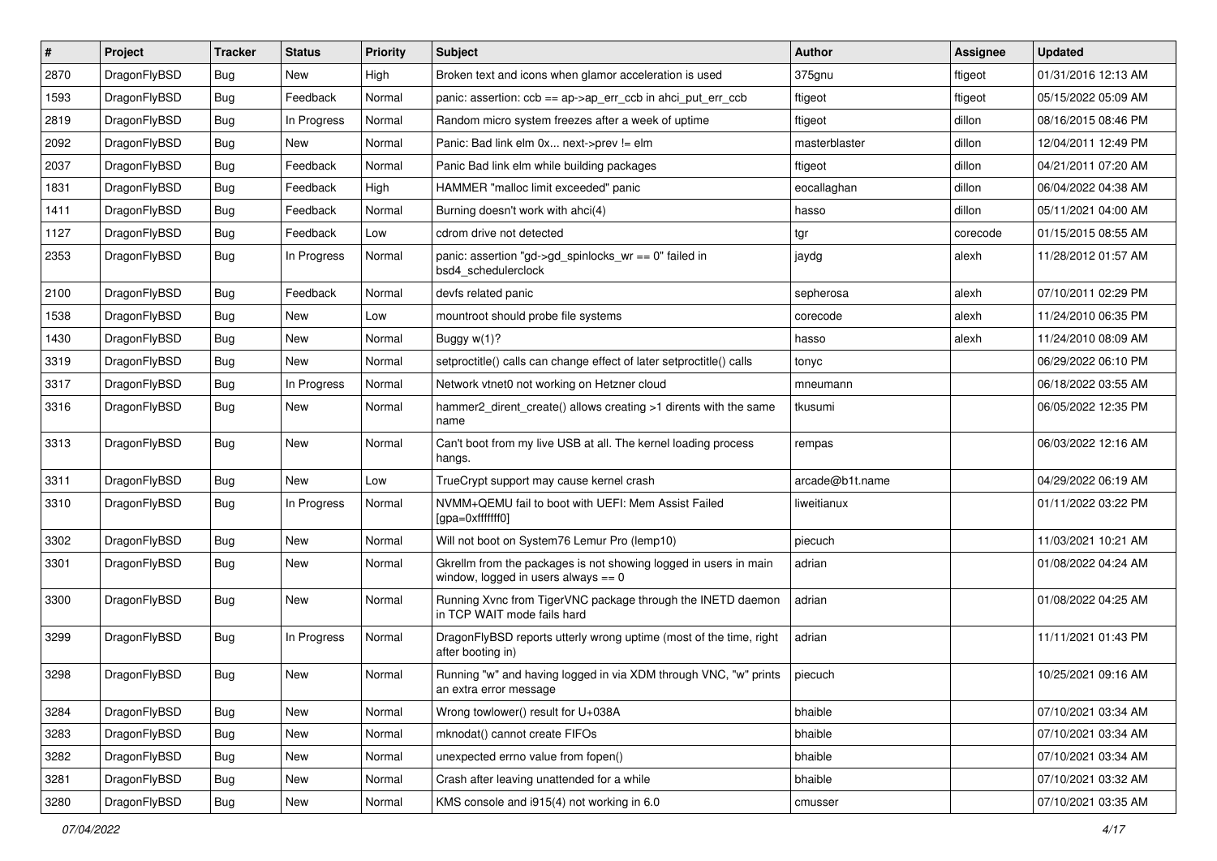| # | Project | Tracker | Status | Priority | Subject | Author | Assignee | Updated |
|---|---|---|---|---|---|---|---|---|
| 2870 | DragonFlyBSD | Bug | New | High | Broken text and icons when glamor acceleration is used | 375gnu | ftigeot | 01/31/2016 12:13 AM |
| 1593 | DragonFlyBSD | Bug | Feedback | Normal | panic: assertion: ccb == ap->ap_err_ccb in ahci_put_err_ccb | ftigeot | ftigeot | 05/15/2022 05:09 AM |
| 2819 | DragonFlyBSD | Bug | In Progress | Normal | Random micro system freezes after a week of uptime | ftigeot | dillon | 08/16/2015 08:46 PM |
| 2092 | DragonFlyBSD | Bug | New | Normal | Panic: Bad link elm 0x... next->prev != elm | masterblaster | dillon | 12/04/2011 12:49 PM |
| 2037 | DragonFlyBSD | Bug | Feedback | Normal | Panic Bad link elm while building packages | ftigeot | dillon | 04/21/2011 07:20 AM |
| 1831 | DragonFlyBSD | Bug | Feedback | High | HAMMER "malloc limit exceeded" panic | eocallaghan | dillon | 06/04/2022 04:38 AM |
| 1411 | DragonFlyBSD | Bug | Feedback | Normal | Burning doesn't work with ahci(4) | hasso | dillon | 05/11/2021 04:00 AM |
| 1127 | DragonFlyBSD | Bug | Feedback | Low | cdrom drive not detected | tgr | corecode | 01/15/2015 08:55 AM |
| 2353 | DragonFlyBSD | Bug | In Progress | Normal | panic: assertion "gd->gd_spinlocks_wr == 0" failed in bsd4_schedulerclock | jaydg | alexh | 11/28/2012 01:57 AM |
| 2100 | DragonFlyBSD | Bug | Feedback | Normal | devfs related panic | sepherosa | alexh | 07/10/2011 02:29 PM |
| 1538 | DragonFlyBSD | Bug | New | Low | mountroot should probe file systems | corecode | alexh | 11/24/2010 06:35 PM |
| 1430 | DragonFlyBSD | Bug | New | Normal | Buggy w(1)? | hasso | alexh | 11/24/2010 08:09 AM |
| 3319 | DragonFlyBSD | Bug | New | Normal | setproctitle() calls can change effect of later setproctitle() calls | tonyc | | 06/29/2022 06:10 PM |
| 3317 | DragonFlyBSD | Bug | In Progress | Normal | Network vtnet0 not working on Hetzner cloud | mneumann | | 06/18/2022 03:55 AM |
| 3316 | DragonFlyBSD | Bug | New | Normal | hammer2_dirent_create() allows creating >1 dirents with the same name | tkusumi | | 06/05/2022 12:35 PM |
| 3313 | DragonFlyBSD | Bug | New | Normal | Can't boot from my live USB at all. The kernel loading process hangs. | rempas | | 06/03/2022 12:16 AM |
| 3311 | DragonFlyBSD | Bug | New | Low | TrueCrypt support may cause kernel crash | arcade@b1t.name | | 04/29/2022 06:19 AM |
| 3310 | DragonFlyBSD | Bug | In Progress | Normal | NVMM+QEMU fail to boot with UEFI: Mem Assist Failed [gpa=0xfffffff0] | liweitianux | | 01/11/2022 03:22 PM |
| 3302 | DragonFlyBSD | Bug | New | Normal | Will not boot on System76 Lemur Pro (lemp10) | piecuch | | 11/03/2021 10:21 AM |
| 3301 | DragonFlyBSD | Bug | New | Normal | Gkrellm from the packages is not showing logged in users in main window, logged in users always == 0 | adrian | | 01/08/2022 04:24 AM |
| 3300 | DragonFlyBSD | Bug | New | Normal | Running Xvnc from TigerVNC package through the INETD daemon in TCP WAIT mode fails hard | adrian | | 01/08/2022 04:25 AM |
| 3299 | DragonFlyBSD | Bug | In Progress | Normal | DragonFlyBSD reports utterly wrong uptime (most of the time, right after booting in) | adrian | | 11/11/2021 01:43 PM |
| 3298 | DragonFlyBSD | Bug | New | Normal | Running "w" and having logged in via XDM through VNC, "w" prints an extra error message | piecuch | | 10/25/2021 09:16 AM |
| 3284 | DragonFlyBSD | Bug | New | Normal | Wrong towlower() result for U+038A | bhaible | | 07/10/2021 03:34 AM |
| 3283 | DragonFlyBSD | Bug | New | Normal | mknodat() cannot create FIFOs | bhaible | | 07/10/2021 03:34 AM |
| 3282 | DragonFlyBSD | Bug | New | Normal | unexpected errno value from fopen() | bhaible | | 07/10/2021 03:34 AM |
| 3281 | DragonFlyBSD | Bug | New | Normal | Crash after leaving unattended for a while | bhaible | | 07/10/2021 03:32 AM |
| 3280 | DragonFlyBSD | Bug | New | Normal | KMS console and i915(4) not working in 6.0 | cmusser | | 07/10/2021 03:35 AM |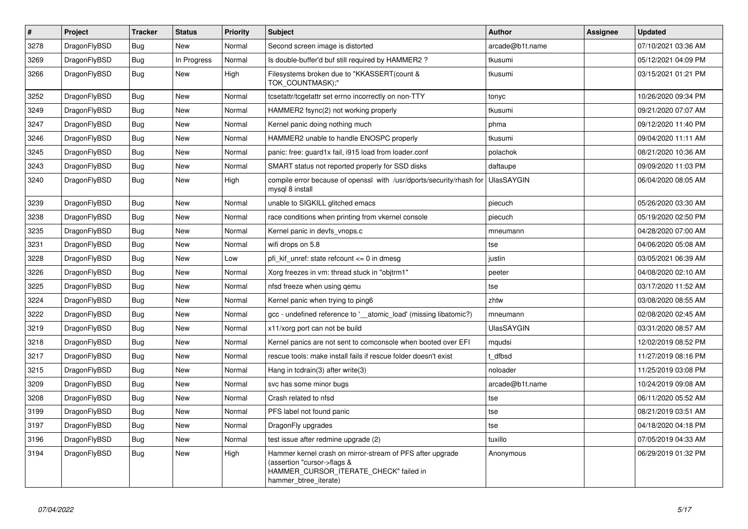| # | Project | Tracker | Status | Priority | Subject | Author | Assignee | Updated |
|---|---|---|---|---|---|---|---|---|
| 3278 | DragonFlyBSD | Bug | New | Normal | Second screen image is distorted | arcade@b1t.name | | 07/10/2021 03:36 AM |
| 3269 | DragonFlyBSD | Bug | In Progress | Normal | Is double-buffer'd buf still required by HAMMER2 ? | tkusumi | | 05/12/2021 04:09 PM |
| 3266 | DragonFlyBSD | Bug | New | High | Filesystems broken due to "KKASSERT(count & TOK_COUNTMASK);" | tkusumi | | 03/15/2021 01:21 PM |
| 3252 | DragonFlyBSD | Bug | New | Normal | tcsetattr/tcgetattr set errno incorrectly on non-TTY | tonyc | | 10/26/2020 09:34 PM |
| 3249 | DragonFlyBSD | Bug | New | Normal | HAMMER2 fsync(2) not working properly | tkusumi | | 09/21/2020 07:07 AM |
| 3247 | DragonFlyBSD | Bug | New | Normal | Kernel panic doing nothing much | phma | | 09/12/2020 11:40 PM |
| 3246 | DragonFlyBSD | Bug | New | Normal | HAMMER2 unable to handle ENOSPC properly | tkusumi | | 09/04/2020 11:11 AM |
| 3245 | DragonFlyBSD | Bug | New | Normal | panic: free: guard1x fail, i915 load from loader.conf | polachok | | 08/21/2020 10:36 AM |
| 3243 | DragonFlyBSD | Bug | New | Normal | SMART status not reported properly for SSD disks | daftaupe | | 09/09/2020 11:03 PM |
| 3240 | DragonFlyBSD | Bug | New | High | compile error because of openssl with /usr/dports/security/rhash for mysql 8 install | UlasSAYGIN | | 06/04/2020 08:05 AM |
| 3239 | DragonFlyBSD | Bug | New | Normal | unable to SIGKILL glitched emacs | piecuch | | 05/26/2020 03:30 AM |
| 3238 | DragonFlyBSD | Bug | New | Normal | race conditions when printing from vkernel console | piecuch | | 05/19/2020 02:50 PM |
| 3235 | DragonFlyBSD | Bug | New | Normal | Kernel panic in devfs_vnops.c | mneumann | | 04/28/2020 07:00 AM |
| 3231 | DragonFlyBSD | Bug | New | Normal | wifi drops on 5.8 | tse | | 04/06/2020 05:08 AM |
| 3228 | DragonFlyBSD | Bug | New | Low | pfi_kif_unref: state refcount <= 0 in dmesg | justin | | 03/05/2021 06:39 AM |
| 3226 | DragonFlyBSD | Bug | New | Normal | Xorg freezes in vm: thread stuck in "objtrm1" | peeter | | 04/08/2020 02:10 AM |
| 3225 | DragonFlyBSD | Bug | New | Normal | nfsd freeze when using qemu | tse | | 03/17/2020 11:52 AM |
| 3224 | DragonFlyBSD | Bug | New | Normal | Kernel panic when trying to ping6 | zhtw | | 03/08/2020 08:55 AM |
| 3222 | DragonFlyBSD | Bug | New | Normal | gcc - undefined reference to '__atomic_load' (missing libatomic?) | mneumann | | 02/08/2020 02:45 AM |
| 3219 | DragonFlyBSD | Bug | New | Normal | x11/xorg port can not be build | UlasSAYGIN | | 03/31/2020 08:57 AM |
| 3218 | DragonFlyBSD | Bug | New | Normal | Kernel panics are not sent to comconsole when booted over EFI | mqudsi | | 12/02/2019 08:52 PM |
| 3217 | DragonFlyBSD | Bug | New | Normal | rescue tools: make install fails if rescue folder doesn't exist | t_dfbsd | | 11/27/2019 08:16 PM |
| 3215 | DragonFlyBSD | Bug | New | Normal | Hang in tcdrain(3) after write(3) | noloader | | 11/25/2019 03:08 PM |
| 3209 | DragonFlyBSD | Bug | New | Normal | svc has some minor bugs | arcade@b1t.name | | 10/24/2019 09:08 AM |
| 3208 | DragonFlyBSD | Bug | New | Normal | Crash related to nfsd | tse | | 06/11/2020 05:52 AM |
| 3199 | DragonFlyBSD | Bug | New | Normal | PFS label not found panic | tse | | 08/21/2019 03:51 AM |
| 3197 | DragonFlyBSD | Bug | New | Normal | DragonFly upgrades | tse | | 04/18/2020 04:18 PM |
| 3196 | DragonFlyBSD | Bug | New | Normal | test issue after redmine upgrade (2) | tuxillo | | 07/05/2019 04:33 AM |
| 3194 | DragonFlyBSD | Bug | New | High | Hammer kernel crash on mirror-stream of PFS after upgrade (assertion "cursor->flags & HAMMER_CURSOR_ITERATE_CHECK" failed in hammer_btree_iterate) | Anonymous | | 06/29/2019 01:32 PM |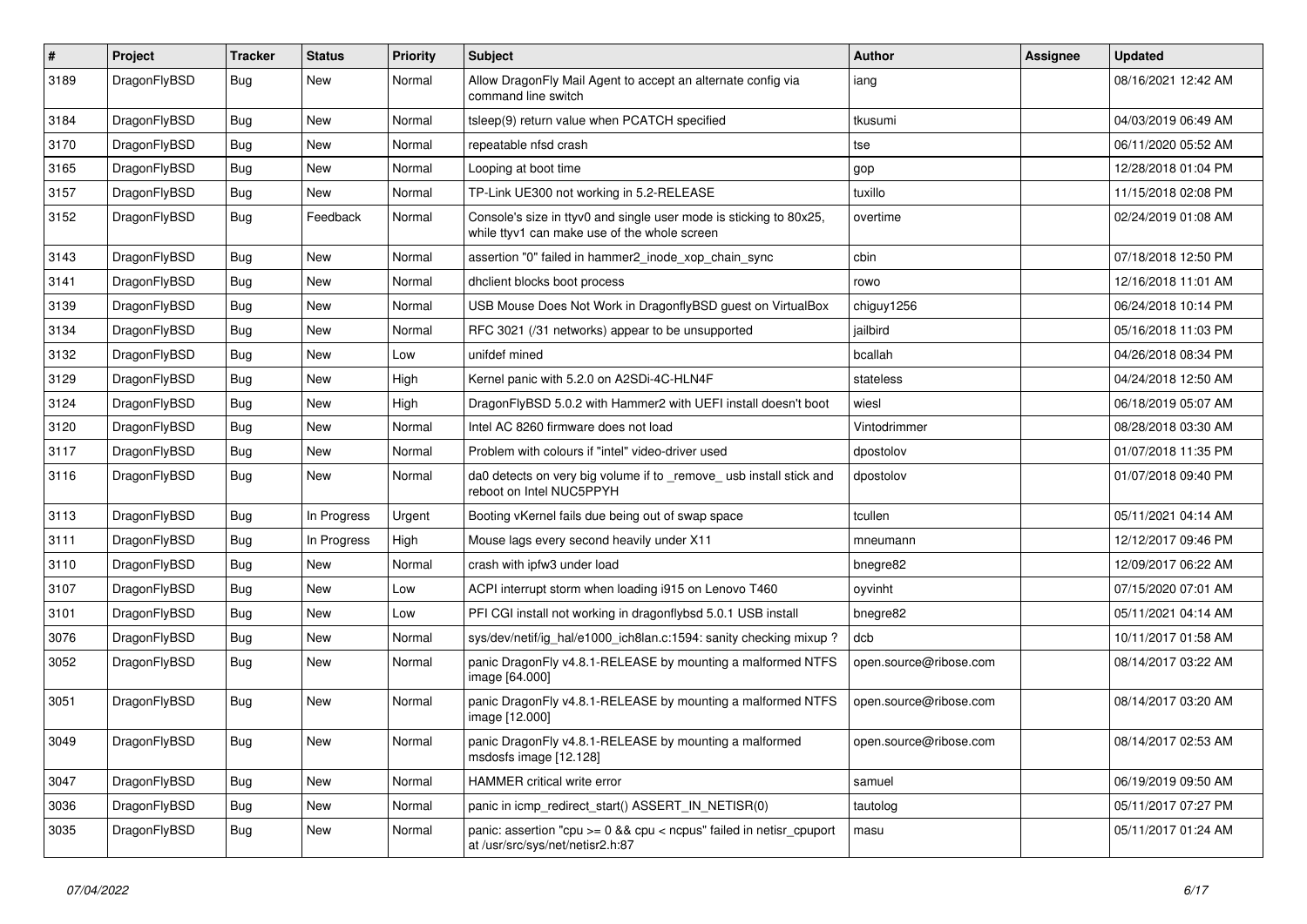| # | Project | Tracker | Status | Priority | Subject | Author | Assignee | Updated |
|---|---|---|---|---|---|---|---|---|
| 3189 | DragonFlyBSD | Bug | New | Normal | Allow DragonFly Mail Agent to accept an alternate config via command line switch | iang | | 08/16/2021 12:42 AM |
| 3184 | DragonFlyBSD | Bug | New | Normal | tsleep(9) return value when PCATCH specified | tkusumi | | 04/03/2019 06:49 AM |
| 3170 | DragonFlyBSD | Bug | New | Normal | repeatable nfsd crash | tse | | 06/11/2020 05:52 AM |
| 3165 | DragonFlyBSD | Bug | New | Normal | Looping at boot time | gop | | 12/28/2018 01:04 PM |
| 3157 | DragonFlyBSD | Bug | New | Normal | TP-Link UE300 not working in 5.2-RELEASE | tuxillo | | 11/15/2018 02:08 PM |
| 3152 | DragonFlyBSD | Bug | Feedback | Normal | Console's size in ttyv0 and single user mode is sticking to 80x25, while ttyv1 can make use of the whole screen | overtime | | 02/24/2019 01:08 AM |
| 3143 | DragonFlyBSD | Bug | New | Normal | assertion "0" failed in hammer2_inode_xop_chain_sync | cbin | | 07/18/2018 12:50 PM |
| 3141 | DragonFlyBSD | Bug | New | Normal | dhclient blocks boot process | rowo | | 12/16/2018 11:01 AM |
| 3139 | DragonFlyBSD | Bug | New | Normal | USB Mouse Does Not Work in DragonflyBSD guest on VirtualBox | chiguy1256 | | 06/24/2018 10:14 PM |
| 3134 | DragonFlyBSD | Bug | New | Normal | RFC 3021 (/31 networks) appear to be unsupported | jailbird | | 05/16/2018 11:03 PM |
| 3132 | DragonFlyBSD | Bug | New | Low | unifdef mined | bcallah | | 04/26/2018 08:34 PM |
| 3129 | DragonFlyBSD | Bug | New | High | Kernel panic with 5.2.0 on A2SDi-4C-HLN4F | stateless | | 04/24/2018 12:50 AM |
| 3124 | DragonFlyBSD | Bug | New | High | DragonFlyBSD 5.0.2 with Hammer2 with UEFI install doesn't boot | wiesl | | 06/18/2019 05:07 AM |
| 3120 | DragonFlyBSD | Bug | New | Normal | Intel AC 8260 firmware does not load | Vintodrimmer | | 08/28/2018 03:30 AM |
| 3117 | DragonFlyBSD | Bug | New | Normal | Problem with colours if "intel" video-driver used | dpostolov | | 01/07/2018 11:35 PM |
| 3116 | DragonFlyBSD | Bug | New | Normal | da0 detects on very big volume if to _remove_ usb install stick and reboot on Intel NUC5PPYH | dpostolov | | 01/07/2018 09:40 PM |
| 3113 | DragonFlyBSD | Bug | In Progress | Urgent | Booting vKernel fails due being out of swap space | tcullen | | 05/11/2021 04:14 AM |
| 3111 | DragonFlyBSD | Bug | In Progress | High | Mouse lags every second heavily under X11 | mneumann | | 12/12/2017 09:46 PM |
| 3110 | DragonFlyBSD | Bug | New | Normal | crash with ipfw3 under load | bnegre82 | | 12/09/2017 06:22 AM |
| 3107 | DragonFlyBSD | Bug | New | Low | ACPI interrupt storm when loading i915 on Lenovo T460 | oyvinht | | 07/15/2020 07:01 AM |
| 3101 | DragonFlyBSD | Bug | New | Low | PFI CGI install not working in dragonflybsd 5.0.1 USB install | bnegre82 | | 05/11/2021 04:14 AM |
| 3076 | DragonFlyBSD | Bug | New | Normal | sys/dev/netif/ig_hal/e1000_ich8lan.c:1594: sanity checking mixup ? | dcb | | 10/11/2017 01:58 AM |
| 3052 | DragonFlyBSD | Bug | New | Normal | panic DragonFly v4.8.1-RELEASE by mounting a malformed NTFS image [64.000] | open.source@ribose.com | | 08/14/2017 03:22 AM |
| 3051 | DragonFlyBSD | Bug | New | Normal | panic DragonFly v4.8.1-RELEASE by mounting a malformed NTFS image [12.000] | open.source@ribose.com | | 08/14/2017 03:20 AM |
| 3049 | DragonFlyBSD | Bug | New | Normal | panic DragonFly v4.8.1-RELEASE by mounting a malformed msdosfs image [12.128] | open.source@ribose.com | | 08/14/2017 02:53 AM |
| 3047 | DragonFlyBSD | Bug | New | Normal | HAMMER critical write error | samuel | | 06/19/2019 09:50 AM |
| 3036 | DragonFlyBSD | Bug | New | Normal | panic in icmp_redirect_start() ASSERT_IN_NETISR(0) | tautolog | | 05/11/2017 07:27 PM |
| 3035 | DragonFlyBSD | Bug | New | Normal | panic: assertion "cpu >= 0 && cpu < ncpus" failed in netisr_cpuport at /usr/src/sys/net/netisr2.h:87 | masu | | 05/11/2017 01:24 AM |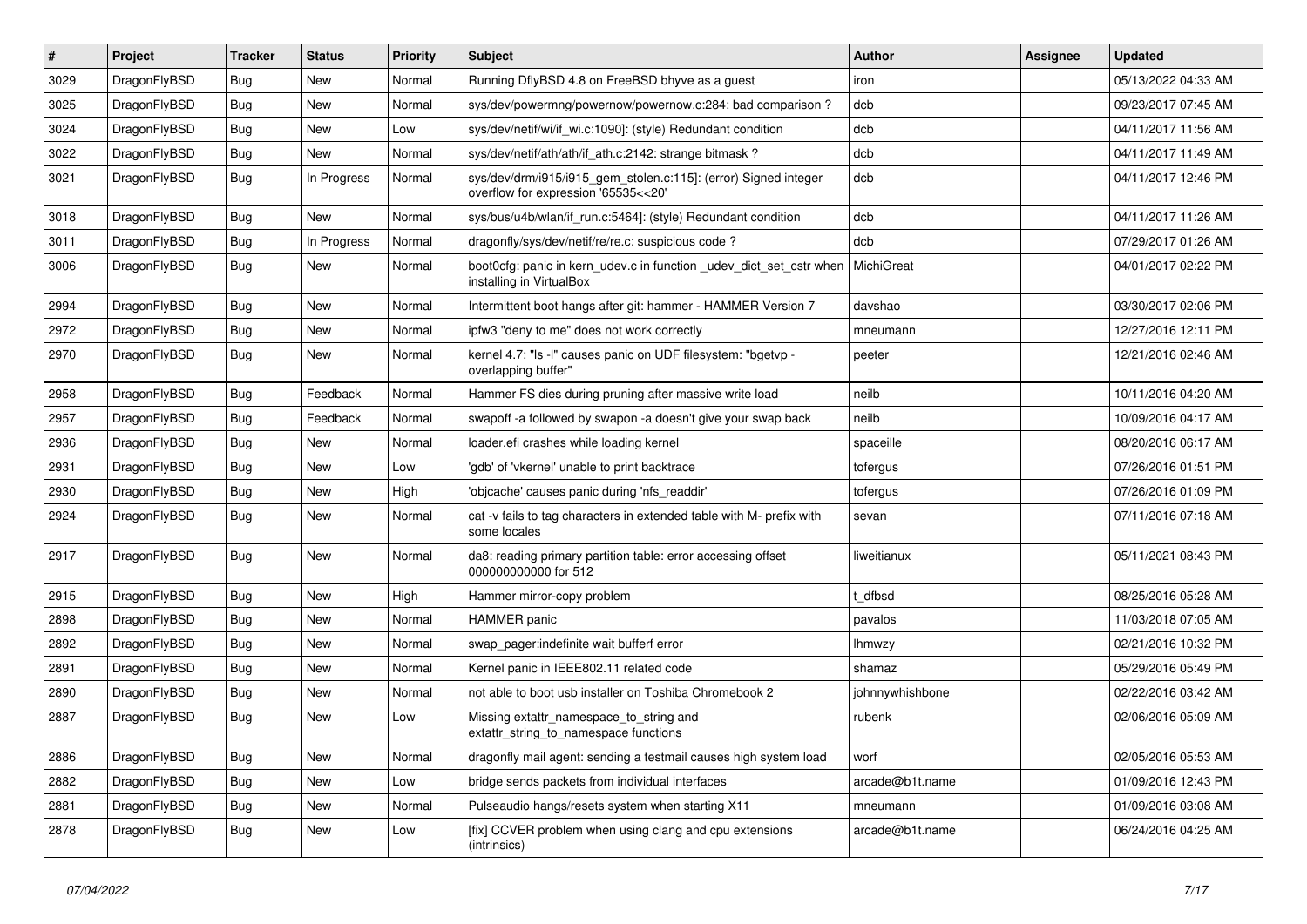| # | Project | Tracker | Status | Priority | Subject | Author | Assignee | Updated |
|---|---|---|---|---|---|---|---|---|
| 3029 | DragonFlyBSD | Bug | New | Normal | Running DflyBSD 4.8 on FreeBSD bhyve as a guest | iron | | 05/13/2022 04:33 AM |
| 3025 | DragonFlyBSD | Bug | New | Normal | sys/dev/powermng/powernow/powernow.c:284: bad comparison ? | dcb | | 09/23/2017 07:45 AM |
| 3024 | DragonFlyBSD | Bug | New | Low | sys/dev/netif/wi/if_wi.c:1090]: (style) Redundant condition | dcb | | 04/11/2017 11:56 AM |
| 3022 | DragonFlyBSD | Bug | New | Normal | sys/dev/netif/ath/ath/if_ath.c:2142: strange bitmask ? | dcb | | 04/11/2017 11:49 AM |
| 3021 | DragonFlyBSD | Bug | In Progress | Normal | sys/dev/drm/i915/i915_gem_stolen.c:115]: (error) Signed integer overflow for expression '65535<<20' | dcb | | 04/11/2017 12:46 PM |
| 3018 | DragonFlyBSD | Bug | New | Normal | sys/bus/u4b/wlan/if_run.c:5464]: (style) Redundant condition | dcb | | 04/11/2017 11:26 AM |
| 3011 | DragonFlyBSD | Bug | In Progress | Normal | dragonfly/sys/dev/netif/re/re.c: suspicious code ? | dcb | | 07/29/2017 01:26 AM |
| 3006 | DragonFlyBSD | Bug | New | Normal | boot0cfg: panic in kern_udev.c in function _udev_dict_set_cstr when installing in VirtualBox | MichiGreat | | 04/01/2017 02:22 PM |
| 2994 | DragonFlyBSD | Bug | New | Normal | Intermittent boot hangs after git: hammer - HAMMER Version 7 | davshao | | 03/30/2017 02:06 PM |
| 2972 | DragonFlyBSD | Bug | New | Normal | ipfw3 "deny to me" does not work correctly | mneumann | | 12/27/2016 12:11 PM |
| 2970 | DragonFlyBSD | Bug | New | Normal | kernel 4.7: "ls -l" causes panic on UDF filesystem: "bgetvp - overlapping buffer" | peeter | | 12/21/2016 02:46 AM |
| 2958 | DragonFlyBSD | Bug | Feedback | Normal | Hammer FS dies during pruning after massive write load | neilb | | 10/11/2016 04:20 AM |
| 2957 | DragonFlyBSD | Bug | Feedback | Normal | swapoff -a followed by swapon -a doesn't give your swap back | neilb | | 10/09/2016 04:17 AM |
| 2936 | DragonFlyBSD | Bug | New | Normal | loader.efi crashes while loading kernel | spaceille | | 08/20/2016 06:17 AM |
| 2931 | DragonFlyBSD | Bug | New | Low | 'gdb' of 'vkernel' unable to print backtrace | tofergus | | 07/26/2016 01:51 PM |
| 2930 | DragonFlyBSD | Bug | New | High | 'objcache' causes panic during 'nfs_readdir' | tofergus | | 07/26/2016 01:09 PM |
| 2924 | DragonFlyBSD | Bug | New | Normal | cat -v fails to tag characters in extended table with M- prefix with some locales | sevan | | 07/11/2016 07:18 AM |
| 2917 | DragonFlyBSD | Bug | New | Normal | da8: reading primary partition table: error accessing offset 000000000000 for 512 | liweitianux | | 05/11/2021 08:43 PM |
| 2915 | DragonFlyBSD | Bug | New | High | Hammer mirror-copy problem | t_dfbsd | | 08/25/2016 05:28 AM |
| 2898 | DragonFlyBSD | Bug | New | Normal | HAMMER panic | pavalos | | 11/03/2018 07:05 AM |
| 2892 | DragonFlyBSD | Bug | New | Normal | swap_pager:indefinite wait bufferf error | lhmwzy | | 02/21/2016 10:32 PM |
| 2891 | DragonFlyBSD | Bug | New | Normal | Kernel panic in IEEE802.11 related code | shamaz | | 05/29/2016 05:49 PM |
| 2890 | DragonFlyBSD | Bug | New | Normal | not able to boot usb installer on Toshiba Chromebook 2 | johnnywhishbone | | 02/22/2016 03:42 AM |
| 2887 | DragonFlyBSD | Bug | New | Low | Missing extattr_namespace_to_string and extattr_string_to_namespace functions | rubenk | | 02/06/2016 05:09 AM |
| 2886 | DragonFlyBSD | Bug | New | Normal | dragonfly mail agent: sending a testmail causes high system load | worf | | 02/05/2016 05:53 AM |
| 2882 | DragonFlyBSD | Bug | New | Low | bridge sends packets from individual interfaces | arcade@b1t.name | | 01/09/2016 12:43 PM |
| 2881 | DragonFlyBSD | Bug | New | Normal | Pulseaudio hangs/resets system when starting X11 | mneumann | | 01/09/2016 03:08 AM |
| 2878 | DragonFlyBSD | Bug | New | Low | [fix] CCVER problem when using clang and cpu extensions (intrinsics) | arcade@b1t.name | | 06/24/2016 04:25 AM |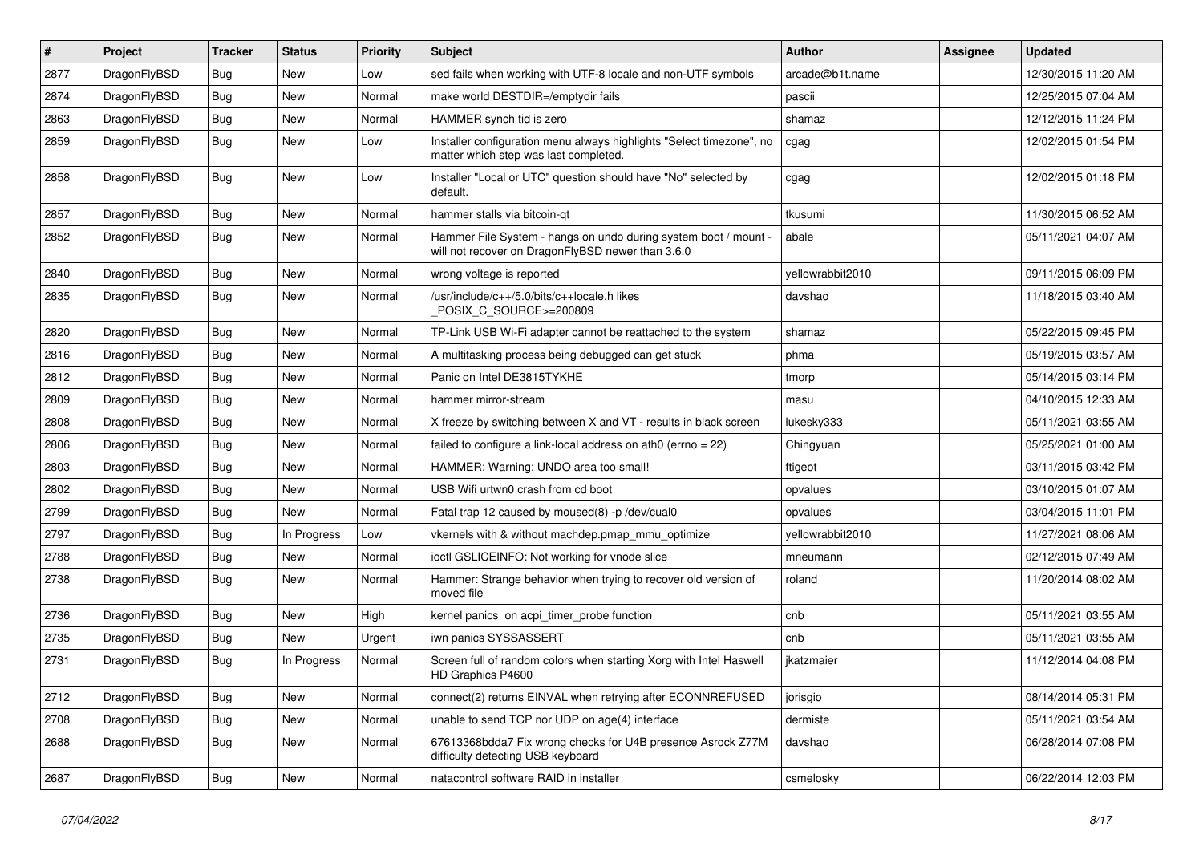| # | Project | Tracker | Status | Priority | Subject | Author | Assignee | Updated |
|---|---|---|---|---|---|---|---|---|
| 2877 | DragonFlyBSD | Bug | New | Low | sed fails when working with UTF-8 locale and non-UTF symbols | arcade@b1t.name | | 12/30/2015 11:20 AM |
| 2874 | DragonFlyBSD | Bug | New | Normal | make world DESTDIR=/emptydir fails | pascii | | 12/25/2015 07:04 AM |
| 2863 | DragonFlyBSD | Bug | New | Normal | HAMMER synch tid is zero | shamaz | | 12/12/2015 11:24 PM |
| 2859 | DragonFlyBSD | Bug | New | Low | Installer configuration menu always highlights "Select timezone", no matter which step was last completed. | cgag | | 12/02/2015 01:54 PM |
| 2858 | DragonFlyBSD | Bug | New | Low | Installer "Local or UTC" question should have "No" selected by default. | cgag | | 12/02/2015 01:18 PM |
| 2857 | DragonFlyBSD | Bug | New | Normal | hammer stalls via bitcoin-qt | tkusumi | | 11/30/2015 06:52 AM |
| 2852 | DragonFlyBSD | Bug | New | Normal | Hammer File System - hangs on undo during system boot / mount - will not recover on DragonFlyBSD newer than 3.6.0 | abale | | 05/11/2021 04:07 AM |
| 2840 | DragonFlyBSD | Bug | New | Normal | wrong voltage is reported | yellowrabbit2010 | | 09/11/2015 06:09 PM |
| 2835 | DragonFlyBSD | Bug | New | Normal | /usr/include/c++/5.0/bits/c++locale.h likes _POSIX_C_SOURCE>=200809 | davshao | | 11/18/2015 03:40 AM |
| 2820 | DragonFlyBSD | Bug | New | Normal | TP-Link USB Wi-Fi adapter cannot be reattached to the system | shamaz | | 05/22/2015 09:45 PM |
| 2816 | DragonFlyBSD | Bug | New | Normal | A multitasking process being debugged can get stuck | phma | | 05/19/2015 03:57 AM |
| 2812 | DragonFlyBSD | Bug | New | Normal | Panic on Intel DE3815TYKHE | tmorp | | 05/14/2015 03:14 PM |
| 2809 | DragonFlyBSD | Bug | New | Normal | hammer mirror-stream | masu | | 04/10/2015 12:33 AM |
| 2808 | DragonFlyBSD | Bug | New | Normal | X freeze by switching between X and VT - results in black screen | lukesky333 | | 05/11/2021 03:55 AM |
| 2806 | DragonFlyBSD | Bug | New | Normal | failed to configure a link-local address on ath0 (errno = 22) | Chingyuan | | 05/25/2021 01:00 AM |
| 2803 | DragonFlyBSD | Bug | New | Normal | HAMMER: Warning: UNDO area too small! | ftigeot | | 03/11/2015 03:42 PM |
| 2802 | DragonFlyBSD | Bug | New | Normal | USB Wifi urtwn0 crash from cd boot | opvalues | | 03/10/2015 01:07 AM |
| 2799 | DragonFlyBSD | Bug | New | Normal | Fatal trap 12 caused by moused(8) -p /dev/cual0 | opvalues | | 03/04/2015 11:01 PM |
| 2797 | DragonFlyBSD | Bug | In Progress | Low | vkernels with & without machdep.pmap_mmu_optimize | yellowrabbit2010 | | 11/27/2021 08:06 AM |
| 2788 | DragonFlyBSD | Bug | New | Normal | ioctl GSLICEINFO: Not working for vnode slice | mneumann | | 02/12/2015 07:49 AM |
| 2738 | DragonFlyBSD | Bug | New | Normal | Hammer: Strange behavior when trying to recover old version of moved file | roland | | 11/20/2014 08:02 AM |
| 2736 | DragonFlyBSD | Bug | New | High | kernel panics on acpi_timer_probe function | cnb | | 05/11/2021 03:55 AM |
| 2735 | DragonFlyBSD | Bug | New | Urgent | iwn panics SYSSASSERT | cnb | | 05/11/2021 03:55 AM |
| 2731 | DragonFlyBSD | Bug | In Progress | Normal | Screen full of random colors when starting Xorg with Intel Haswell HD Graphics P4600 | jkatzmaier | | 11/12/2014 04:08 PM |
| 2712 | DragonFlyBSD | Bug | New | Normal | connect(2) returns EINVAL when retrying after ECONNREFUSED | jorisgio | | 08/14/2014 05:31 PM |
| 2708 | DragonFlyBSD | Bug | New | Normal | unable to send TCP nor UDP on age(4) interface | dermiste | | 05/11/2021 03:54 AM |
| 2688 | DragonFlyBSD | Bug | New | Normal | 67613368bdda7 Fix wrong checks for U4B presence Asrock Z77M difficulty detecting USB keyboard | davshao | | 06/28/2014 07:08 PM |
| 2687 | DragonFlyBSD | Bug | New | Normal | natacontrol software RAID in installer | csmelosky | | 06/22/2014 12:03 PM |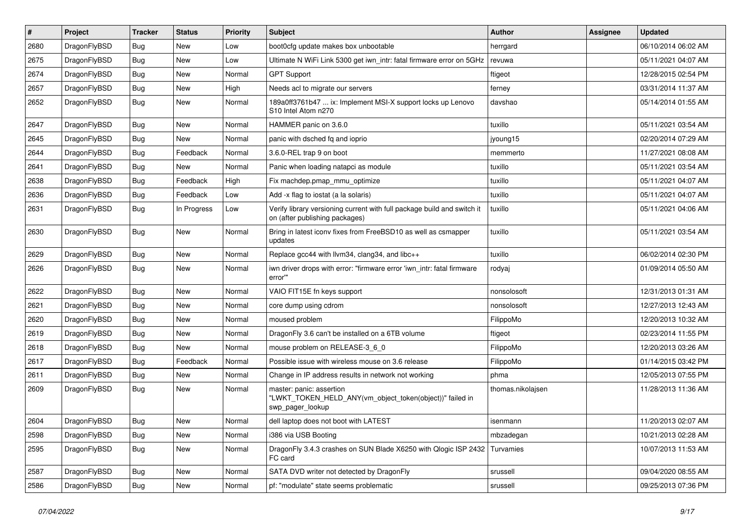| # | Project | Tracker | Status | Priority | Subject | Author | Assignee | Updated |
|---|---|---|---|---|---|---|---|---|
| 2680 | DragonFlyBSD | Bug | New | Low | boot0cfg update makes box unbootable | herrgard | | 06/10/2014 06:02 AM |
| 2675 | DragonFlyBSD | Bug | New | Low | Ultimate N WiFi Link 5300 get iwn_intr: fatal firmware error on 5GHz | revuwa | | 05/11/2021 04:07 AM |
| 2674 | DragonFlyBSD | Bug | New | Normal | GPT Support | ftigeot | | 12/28/2015 02:54 PM |
| 2657 | DragonFlyBSD | Bug | New | High | Needs acl to migrate our servers | ferney | | 03/31/2014 11:37 AM |
| 2652 | DragonFlyBSD | Bug | New | Normal | 189a0ff3761b47 ... ix: Implement MSI-X support locks up Lenovo S10 Intel Atom n270 | davshao | | 05/14/2014 01:55 AM |
| 2647 | DragonFlyBSD | Bug | New | Normal | HAMMER panic on 3.6.0 | tuxillo | | 05/11/2021 03:54 AM |
| 2645 | DragonFlyBSD | Bug | New | Normal | panic with dsched fq and ioprio | jyoung15 | | 02/20/2014 07:29 AM |
| 2644 | DragonFlyBSD | Bug | Feedback | Normal | 3.6.0-REL trap 9 on boot | memmerto | | 11/27/2021 08:08 AM |
| 2641 | DragonFlyBSD | Bug | New | Normal | Panic when loading natapci as module | tuxillo | | 05/11/2021 03:54 AM |
| 2638 | DragonFlyBSD | Bug | Feedback | High | Fix machdep.pmap_mmu_optimize | tuxillo | | 05/11/2021 04:07 AM |
| 2636 | DragonFlyBSD | Bug | Feedback | Low | Add -x flag to iostat (a la solaris) | tuxillo | | 05/11/2021 04:07 AM |
| 2631 | DragonFlyBSD | Bug | In Progress | Low | Verify library versioning current with full package build and switch it on (after publishing packages) | tuxillo | | 05/11/2021 04:06 AM |
| 2630 | DragonFlyBSD | Bug | New | Normal | Bring in latest iconv fixes from FreeBSD10 as well as csmapper updates | tuxillo | | 05/11/2021 03:54 AM |
| 2629 | DragonFlyBSD | Bug | New | Normal | Replace gcc44 with llvm34, clang34, and libc++ | tuxillo | | 06/02/2014 02:30 PM |
| 2626 | DragonFlyBSD | Bug | New | Normal | iwn driver drops with error: "firmware error 'iwn_intr: fatal firmware error'" | rodyaj | | 01/09/2014 05:50 AM |
| 2622 | DragonFlyBSD | Bug | New | Normal | VAIO FIT15E fn keys support | nonsolosoft | | 12/31/2013 01:31 AM |
| 2621 | DragonFlyBSD | Bug | New | Normal | core dump using cdrom | nonsolosoft | | 12/27/2013 12:43 AM |
| 2620 | DragonFlyBSD | Bug | New | Normal | moused problem | FilippoMo | | 12/20/2013 10:32 AM |
| 2619 | DragonFlyBSD | Bug | New | Normal | DragonFly 3.6 can't be installed on a 6TB volume | ftigeot | | 02/23/2014 11:55 PM |
| 2618 | DragonFlyBSD | Bug | New | Normal | mouse problem on RELEASE-3_6_0 | FilippoMo | | 12/20/2013 03:26 AM |
| 2617 | DragonFlyBSD | Bug | Feedback | Normal | Possible issue with wireless mouse on 3.6 release | FilippoMo | | 01/14/2015 03:42 PM |
| 2611 | DragonFlyBSD | Bug | New | Normal | Change in IP address results in network not working | phma | | 12/05/2013 07:55 PM |
| 2609 | DragonFlyBSD | Bug | New | Normal | master: panic: assertion "LWKT_TOKEN_HELD_ANY(vm_object_token(object))" failed in swp_pager_lookup | thomas.nikolajsen | | 11/28/2013 11:36 AM |
| 2604 | DragonFlyBSD | Bug | New | Normal | dell laptop does not boot with LATEST | isenmann | | 11/20/2013 02:07 AM |
| 2598 | DragonFlyBSD | Bug | New | Normal | i386 via USB Booting | mbzadegan | | 10/21/2013 02:28 AM |
| 2595 | DragonFlyBSD | Bug | New | Normal | DragonFly 3.4.3 crashes on SUN Blade X6250 with Qlogic ISP 2432 FC card | Turvamies | | 10/07/2013 11:53 AM |
| 2587 | DragonFlyBSD | Bug | New | Normal | SATA DVD writer not detected by DragonFly | srussell | | 09/04/2020 08:55 AM |
| 2586 | DragonFlyBSD | Bug | New | Normal | pf: "modulate" state seems problematic | srussell | | 09/25/2013 07:36 PM |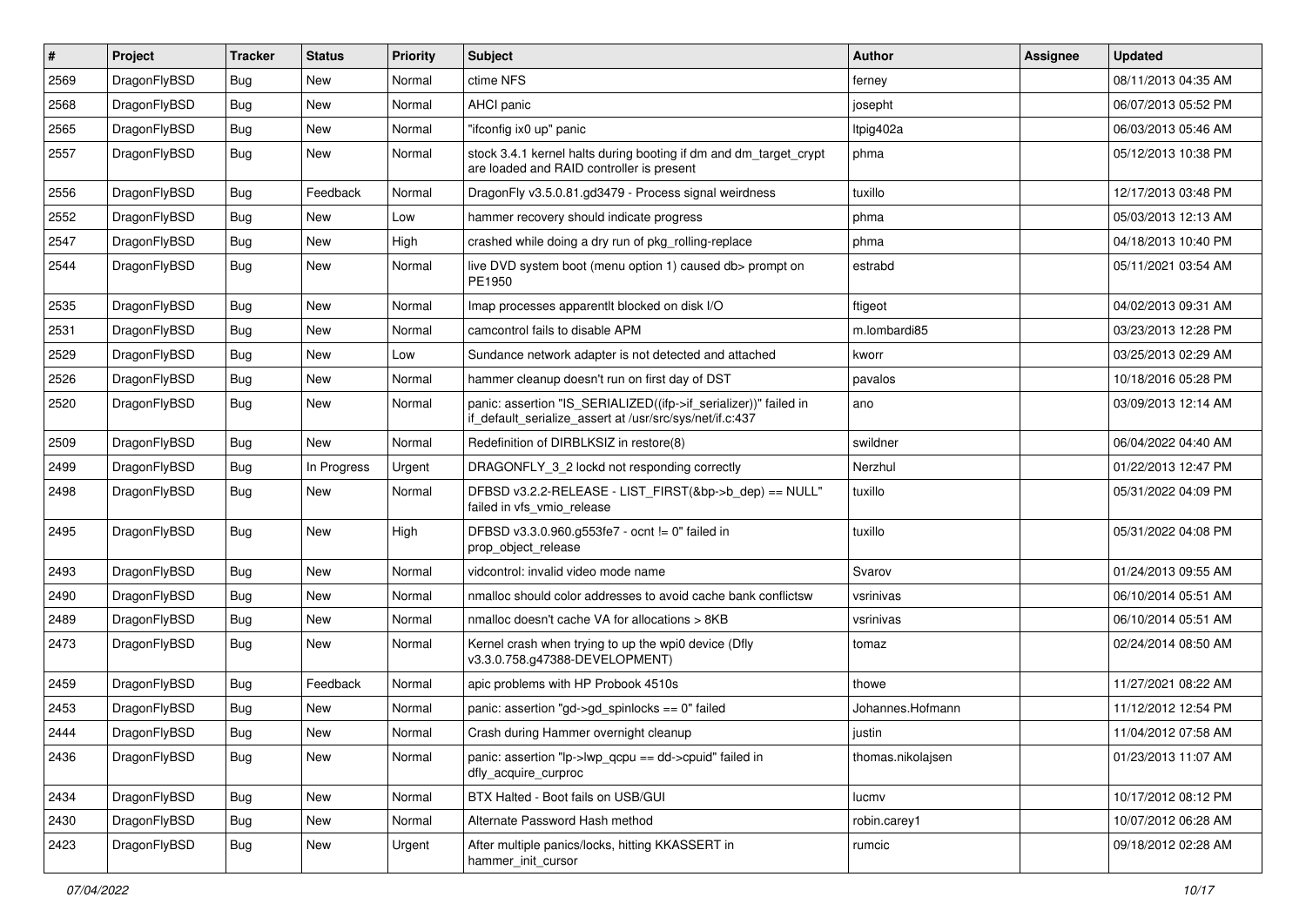| # | Project | Tracker | Status | Priority | Subject | Author | Assignee | Updated |
|---|---|---|---|---|---|---|---|---|
| 2569 | DragonFlyBSD | Bug | New | Normal | ctime NFS | ferney | | 08/11/2013 04:35 AM |
| 2568 | DragonFlyBSD | Bug | New | Normal | AHCI panic | josepht | | 06/07/2013 05:52 PM |
| 2565 | DragonFlyBSD | Bug | New | Normal | "ifconfig ix0 up" panic | ltpig402a | | 06/03/2013 05:46 AM |
| 2557 | DragonFlyBSD | Bug | New | Normal | stock 3.4.1 kernel halts during booting if dm and dm_target_crypt are loaded and RAID controller is present | phma | | 05/12/2013 10:38 PM |
| 2556 | DragonFlyBSD | Bug | Feedback | Normal | DragonFly v3.5.0.81.gd3479 - Process signal weirdness | tuxillo | | 12/17/2013 03:48 PM |
| 2552 | DragonFlyBSD | Bug | New | Low | hammer recovery should indicate progress | phma | | 05/03/2013 12:13 AM |
| 2547 | DragonFlyBSD | Bug | New | High | crashed while doing a dry run of pkg_rolling-replace | phma | | 04/18/2013 10:40 PM |
| 2544 | DragonFlyBSD | Bug | New | Normal | live DVD system boot (menu option 1) caused db> prompt on PE1950 | estrabd | | 05/11/2021 03:54 AM |
| 2535 | DragonFlyBSD | Bug | New | Normal | Imap processes apparentlt blocked on disk I/O | ftigeot | | 04/02/2013 09:31 AM |
| 2531 | DragonFlyBSD | Bug | New | Normal | camcontrol fails to disable APM | m.lombardi85 | | 03/23/2013 12:28 PM |
| 2529 | DragonFlyBSD | Bug | New | Low | Sundance network adapter is not detected and attached | kworr | | 03/25/2013 02:29 AM |
| 2526 | DragonFlyBSD | Bug | New | Normal | hammer cleanup doesn't run on first day of DST | pavalos | | 10/18/2016 05:28 PM |
| 2520 | DragonFlyBSD | Bug | New | Normal | panic: assertion "IS_SERIALIZED((ifp->if_serializer))" failed in if_default_serialize_assert at /usr/src/sys/net/if.c:437 | ano | | 03/09/2013 12:14 AM |
| 2509 | DragonFlyBSD | Bug | New | Normal | Redefinition of DIRBLKSIZ in restore(8) | swildner | | 06/04/2022 04:40 AM |
| 2499 | DragonFlyBSD | Bug | In Progress | Urgent | DRAGONFLY_3_2 lockd not responding correctly | Nerzhul | | 01/22/2013 12:47 PM |
| 2498 | DragonFlyBSD | Bug | New | Normal | DFBSD v3.2.2-RELEASE - LIST_FIRST(&bp->b_dep) == NULL" failed in vfs_vmio_release | tuxillo | | 05/31/2022 04:09 PM |
| 2495 | DragonFlyBSD | Bug | New | High | DFBSD v3.3.0.960.g553fe7 - ocnt != 0" failed in prop_object_release | tuxillo | | 05/31/2022 04:08 PM |
| 2493 | DragonFlyBSD | Bug | New | Normal | vidcontrol: invalid video mode name | Svarov | | 01/24/2013 09:55 AM |
| 2490 | DragonFlyBSD | Bug | New | Normal | nmalloc should color addresses to avoid cache bank conflictsw | vsrinivas | | 06/10/2014 05:51 AM |
| 2489 | DragonFlyBSD | Bug | New | Normal | nmalloc doesn't cache VA for allocations > 8KB | vsrinivas | | 06/10/2014 05:51 AM |
| 2473 | DragonFlyBSD | Bug | New | Normal | Kernel crash when trying to up the wpi0 device (Dfly v3.3.0.758.g47388-DEVELOPMENT) | tomaz | | 02/24/2014 08:50 AM |
| 2459 | DragonFlyBSD | Bug | Feedback | Normal | apic problems with HP Probook 4510s | thowe | | 11/27/2021 08:22 AM |
| 2453 | DragonFlyBSD | Bug | New | Normal | panic: assertion "gd->gd_spinlocks == 0" failed | Johannes.Hofmann | | 11/12/2012 12:54 PM |
| 2444 | DragonFlyBSD | Bug | New | Normal | Crash during Hammer overnight cleanup | justin | | 11/04/2012 07:58 AM |
| 2436 | DragonFlyBSD | Bug | New | Normal | panic: assertion "lp->lwp_qcpu == dd->cpuid" failed in dfly_acquire_curproc | thomas.nikolajsen | | 01/23/2013 11:07 AM |
| 2434 | DragonFlyBSD | Bug | New | Normal | BTX Halted - Boot fails on USB/GUI | lucmv | | 10/17/2012 08:12 PM |
| 2430 | DragonFlyBSD | Bug | New | Normal | Alternate Password Hash method | robin.carey1 | | 10/07/2012 06:28 AM |
| 2423 | DragonFlyBSD | Bug | New | Urgent | After multiple panics/locks, hitting KKASSERT in hammer_init_cursor | rumcic | | 09/18/2012 02:28 AM |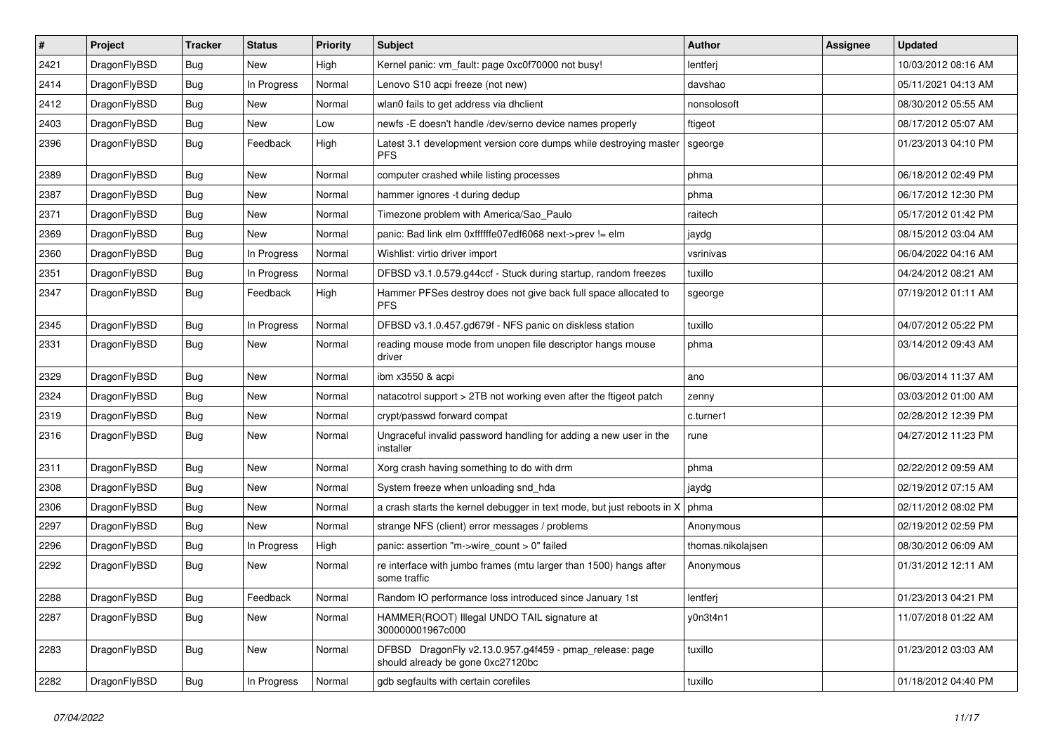| # | Project | Tracker | Status | Priority | Subject | Author | Assignee | Updated |
|---|---|---|---|---|---|---|---|---|
| 2421 | DragonFlyBSD | Bug | New | High | Kernel panic: vm_fault: page 0xc0f70000 not busy! | lentferj | | 10/03/2012 08:16 AM |
| 2414 | DragonFlyBSD | Bug | In Progress | Normal | Lenovo S10 acpi freeze (not new) | davshao | | 05/11/2021 04:13 AM |
| 2412 | DragonFlyBSD | Bug | New | Normal | wlan0 fails to get address via dhclient | nonsolosoft | | 08/30/2012 05:55 AM |
| 2403 | DragonFlyBSD | Bug | New | Low | newfs -E doesn't handle /dev/serno device names properly | ftigeot | | 08/17/2012 05:07 AM |
| 2396 | DragonFlyBSD | Bug | Feedback | High | Latest 3.1 development version core dumps while destroying master PFS | sgeorge | | 01/23/2013 04:10 PM |
| 2389 | DragonFlyBSD | Bug | New | Normal | computer crashed while listing processes | phma | | 06/18/2012 02:49 PM |
| 2387 | DragonFlyBSD | Bug | New | Normal | hammer ignores -t during dedup | phma | | 06/17/2012 12:30 PM |
| 2371 | DragonFlyBSD | Bug | New | Normal | Timezone problem with America/Sao_Paulo | raitech | | 05/17/2012 01:42 PM |
| 2369 | DragonFlyBSD | Bug | New | Normal | panic: Bad link elm 0xffffffe07edf6068 next->prev != elm | jaydg | | 08/15/2012 03:04 AM |
| 2360 | DragonFlyBSD | Bug | In Progress | Normal | Wishlist: virtio driver import | vsrinivas | | 06/04/2022 04:16 AM |
| 2351 | DragonFlyBSD | Bug | In Progress | Normal | DFBSD v3.1.0.579.g44ccf - Stuck during startup, random freezes | tuxillo | | 04/24/2012 08:21 AM |
| 2347 | DragonFlyBSD | Bug | Feedback | High | Hammer PFSes destroy does not give back full space allocated to PFS | sgeorge | | 07/19/2012 01:11 AM |
| 2345 | DragonFlyBSD | Bug | In Progress | Normal | DFBSD v3.1.0.457.gd679f - NFS panic on diskless station | tuxillo | | 04/07/2012 05:22 PM |
| 2331 | DragonFlyBSD | Bug | New | Normal | reading mouse mode from unopen file descriptor hangs mouse driver | phma | | 03/14/2012 09:43 AM |
| 2329 | DragonFlyBSD | Bug | New | Normal | ibm x3550 & acpi | ano | | 06/03/2014 11:37 AM |
| 2324 | DragonFlyBSD | Bug | New | Normal | natacotrol support > 2TB not working even after the ftigeot patch | zenny | | 03/03/2012 01:00 AM |
| 2319 | DragonFlyBSD | Bug | New | Normal | crypt/passwd forward compat | c.turner1 | | 02/28/2012 12:39 PM |
| 2316 | DragonFlyBSD | Bug | New | Normal | Ungraceful invalid password handling for adding a new user in the installer | rune | | 04/27/2012 11:23 PM |
| 2311 | DragonFlyBSD | Bug | New | Normal | Xorg crash having something to do with drm | phma | | 02/22/2012 09:59 AM |
| 2308 | DragonFlyBSD | Bug | New | Normal | System freeze when unloading snd_hda | jaydg | | 02/19/2012 07:15 AM |
| 2306 | DragonFlyBSD | Bug | New | Normal | a crash starts the kernel debugger in text mode, but just reboots in X | phma | | 02/11/2012 08:02 PM |
| 2297 | DragonFlyBSD | Bug | New | Normal | strange NFS (client) error messages / problems | Anonymous | | 02/19/2012 02:59 PM |
| 2296 | DragonFlyBSD | Bug | In Progress | High | panic: assertion "m->wire_count > 0" failed | thomas.nikolajsen | | 08/30/2012 06:09 AM |
| 2292 | DragonFlyBSD | Bug | New | Normal | re interface with jumbo frames (mtu larger than 1500) hangs after some traffic | Anonymous | | 01/31/2012 12:11 AM |
| 2288 | DragonFlyBSD | Bug | Feedback | Normal | Random IO performance loss introduced since January 1st | lentferj | | 01/23/2013 04:21 PM |
| 2287 | DragonFlyBSD | Bug | New | Normal | HAMMER(ROOT) Illegal UNDO TAIL signature at 300000001967c000 | y0n3t4n1 | | 11/07/2018 01:22 AM |
| 2283 | DragonFlyBSD | Bug | New | Normal | DFBSD DragonFly v2.13.0.957.g4f459 - pmap_release: page should already be gone 0xc27120bc | tuxillo | | 01/23/2012 03:03 AM |
| 2282 | DragonFlyBSD | Bug | In Progress | Normal | gdb segfaults with certain corefiles | tuxillo | | 01/18/2012 04:40 PM |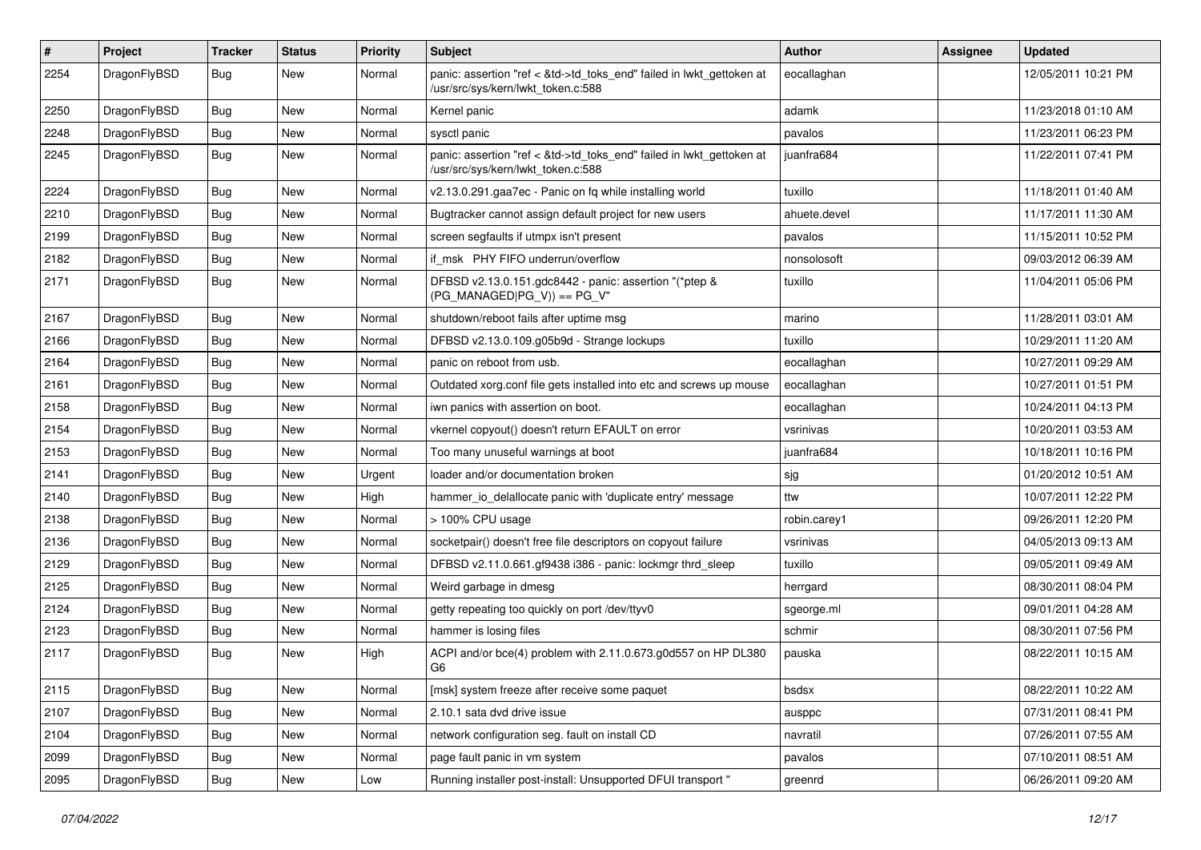| # | Project | Tracker | Status | Priority | Subject | Author | Assignee | Updated |
|---|---|---|---|---|---|---|---|---|
| 2254 | DragonFlyBSD | Bug | New | Normal | panic: assertion "ref < &td->td_toks_end" failed in lwkt_gettoken at /usr/src/sys/kern/lwkt_token.c:588 | eocallaghan | | 12/05/2011 10:21 PM |
| 2250 | DragonFlyBSD | Bug | New | Normal | Kernel panic | adamk | | 11/23/2018 01:10 AM |
| 2248 | DragonFlyBSD | Bug | New | Normal | sysctl panic | pavalos | | 11/23/2011 06:23 PM |
| 2245 | DragonFlyBSD | Bug | New | Normal | panic: assertion "ref < &td->td_toks_end" failed in lwkt_gettoken at /usr/src/sys/kern/lwkt_token.c:588 | juanfra684 | | 11/22/2011 07:41 PM |
| 2224 | DragonFlyBSD | Bug | New | Normal | v2.13.0.291.gaa7ec - Panic on fq while installing world | tuxillo | | 11/18/2011 01:40 AM |
| 2210 | DragonFlyBSD | Bug | New | Normal | Bugtracker cannot assign default project for new users | ahuete.devel | | 11/17/2011 11:30 AM |
| 2199 | DragonFlyBSD | Bug | New | Normal | screen segfaults if utmpx isn't present | pavalos | | 11/15/2011 10:52 PM |
| 2182 | DragonFlyBSD | Bug | New | Normal | if_msk PHY FIFO underrun/overflow | nonsolosoft | | 09/03/2012 06:39 AM |
| 2171 | DragonFlyBSD | Bug | New | Normal | DFBSD v2.13.0.151.gdc8442 - panic: assertion "(*ptep & (PG_MANAGED\|PG_V)) == PG_V" | tuxillo | | 11/04/2011 05:06 PM |
| 2167 | DragonFlyBSD | Bug | New | Normal | shutdown/reboot fails after uptime msg | marino | | 11/28/2011 03:01 AM |
| 2166 | DragonFlyBSD | Bug | New | Normal | DFBSD v2.13.0.109.g05b9d - Strange lockups | tuxillo | | 10/29/2011 11:20 AM |
| 2164 | DragonFlyBSD | Bug | New | Normal | panic on reboot from usb. | eocallaghan | | 10/27/2011 09:29 AM |
| 2161 | DragonFlyBSD | Bug | New | Normal | Outdated xorg.conf file gets installed into etc and screws up mouse | eocallaghan | | 10/27/2011 01:51 PM |
| 2158 | DragonFlyBSD | Bug | New | Normal | iwn panics with assertion on boot. | eocallaghan | | 10/24/2011 04:13 PM |
| 2154 | DragonFlyBSD | Bug | New | Normal | vkernel copyout() doesn't return EFAULT on error | vsrinivas | | 10/20/2011 03:53 AM |
| 2153 | DragonFlyBSD | Bug | New | Normal | Too many unuseful warnings at boot | juanfra684 | | 10/18/2011 10:16 PM |
| 2141 | DragonFlyBSD | Bug | New | Urgent | loader and/or documentation broken | sjg | | 01/20/2012 10:51 AM |
| 2140 | DragonFlyBSD | Bug | New | High | hammer_io_delallocate panic with 'duplicate entry' message | ttw | | 10/07/2011 12:22 PM |
| 2138 | DragonFlyBSD | Bug | New | Normal | > 100% CPU usage | robin.carey1 | | 09/26/2011 12:20 PM |
| 2136 | DragonFlyBSD | Bug | New | Normal | socketpair() doesn't free file descriptors on copyout failure | vsrinivas | | 04/05/2013 09:13 AM |
| 2129 | DragonFlyBSD | Bug | New | Normal | DFBSD v2.11.0.661.gf9438 i386 - panic: lockmgr thrd_sleep | tuxillo | | 09/05/2011 09:49 AM |
| 2125 | DragonFlyBSD | Bug | New | Normal | Weird garbage in dmesg | herrgard | | 08/30/2011 08:04 PM |
| 2124 | DragonFlyBSD | Bug | New | Normal | getty repeating too quickly on port /dev/ttyv0 | sgeorge.ml | | 09/01/2011 04:28 AM |
| 2123 | DragonFlyBSD | Bug | New | Normal | hammer is losing files | schmir | | 08/30/2011 07:56 PM |
| 2117 | DragonFlyBSD | Bug | New | High | ACPI and/or bce(4) problem with 2.11.0.673.g0d557 on HP DL380 G6 | pauska | | 08/22/2011 10:15 AM |
| 2115 | DragonFlyBSD | Bug | New | Normal | [msk] system freeze after receive some paquet | bsdsx | | 08/22/2011 10:22 AM |
| 2107 | DragonFlyBSD | Bug | New | Normal | 2.10.1 sata dvd drive issue | ausppc | | 07/31/2011 08:41 PM |
| 2104 | DragonFlyBSD | Bug | New | Normal | network configuration seg. fault on install CD | navratil | | 07/26/2011 07:55 AM |
| 2099 | DragonFlyBSD | Bug | New | Normal | page fault panic in vm system | pavalos | | 07/10/2011 08:51 AM |
| 2095 | DragonFlyBSD | Bug | New | Low | Running installer post-install: Unsupported DFUI transport " | greenrd | | 06/26/2011 09:20 AM |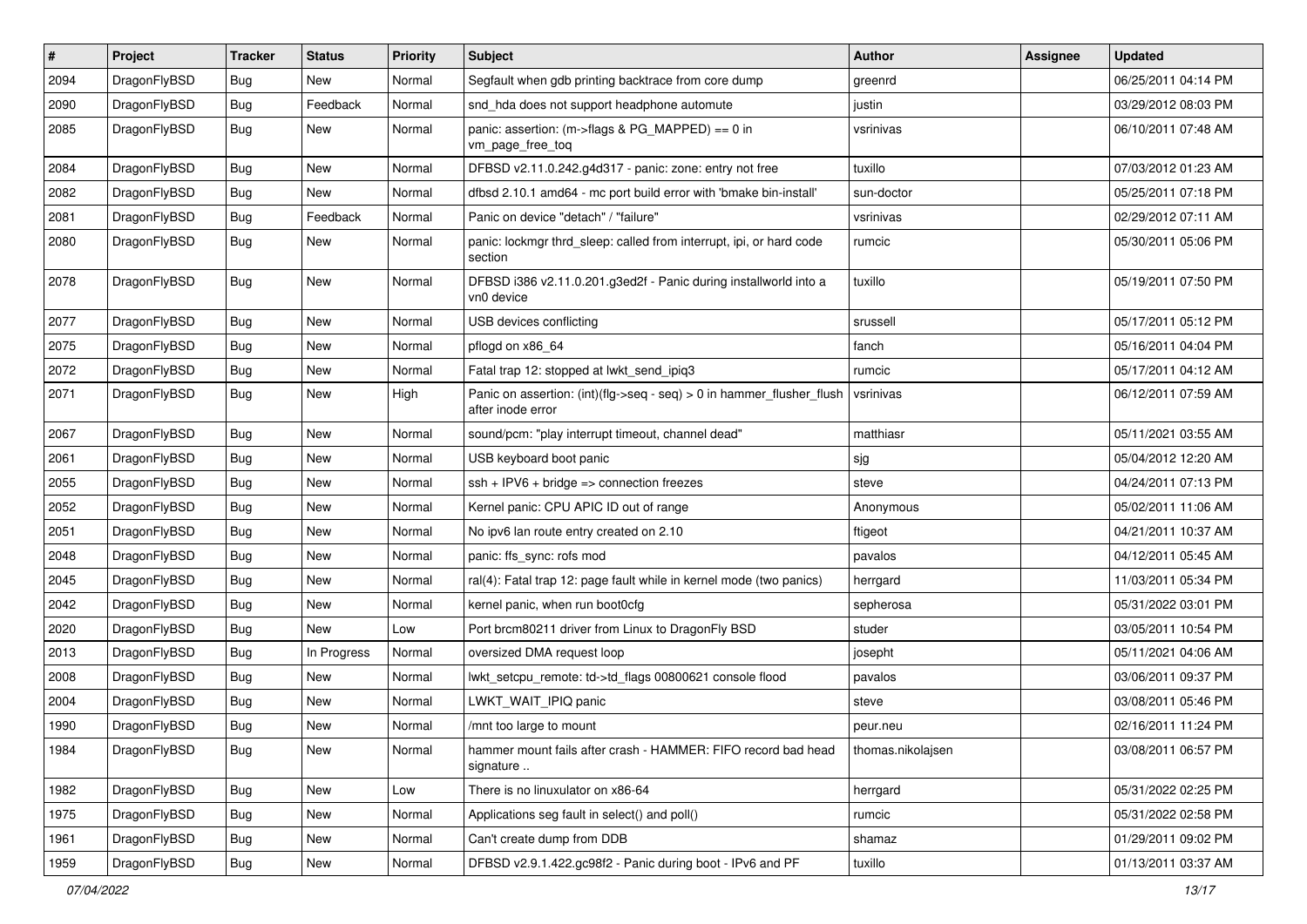| # | Project | Tracker | Status | Priority | Subject | Author | Assignee | Updated |
| --- | --- | --- | --- | --- | --- | --- | --- | --- |
| 2094 | DragonFlyBSD | Bug | New | Normal | Segfault when gdb printing backtrace from core dump | greenrd | | 06/25/2011 04:14 PM |
| 2090 | DragonFlyBSD | Bug | Feedback | Normal | snd_hda does not support headphone automute | justin | | 03/29/2012 08:03 PM |
| 2085 | DragonFlyBSD | Bug | New | Normal | panic: assertion: (m->flags & PG_MAPPED) == 0 in vm_page_free_toq | vsrinivas | | 06/10/2011 07:48 AM |
| 2084 | DragonFlyBSD | Bug | New | Normal | DFBSD v2.11.0.242.g4d317 - panic: zone: entry not free | tuxillo | | 07/03/2012 01:23 AM |
| 2082 | DragonFlyBSD | Bug | New | Normal | dfbsd 2.10.1 amd64 - mc port build error with 'bmake bin-install' | sun-doctor | | 05/25/2011 07:18 PM |
| 2081 | DragonFlyBSD | Bug | Feedback | Normal | Panic on device "detach" / "failure" | vsrinivas | | 02/29/2012 07:11 AM |
| 2080 | DragonFlyBSD | Bug | New | Normal | panic: lockmgr thrd_sleep: called from interrupt, ipi, or hard code section | rumcic | | 05/30/2011 05:06 PM |
| 2078 | DragonFlyBSD | Bug | New | Normal | DFBSD i386 v2.11.0.201.g3ed2f - Panic during installworld into a vn0 device | tuxillo | | 05/19/2011 07:50 PM |
| 2077 | DragonFlyBSD | Bug | New | Normal | USB devices conflicting | srussell | | 05/17/2011 05:12 PM |
| 2075 | DragonFlyBSD | Bug | New | Normal | pflogd on x86_64 | fanch | | 05/16/2011 04:04 PM |
| 2072 | DragonFlyBSD | Bug | New | Normal | Fatal trap 12: stopped at lwkt_send_ipiq3 | rumcic | | 05/17/2011 04:12 AM |
| 2071 | DragonFlyBSD | Bug | New | High | Panic on assertion: (int)(flg->seq - seq) > 0 in hammer_flusher_flush after inode error | vsrinivas | | 06/12/2011 07:59 AM |
| 2067 | DragonFlyBSD | Bug | New | Normal | sound/pcm: "play interrupt timeout, channel dead" | matthiasr | | 05/11/2021 03:55 AM |
| 2061 | DragonFlyBSD | Bug | New | Normal | USB keyboard boot panic | sjg | | 05/04/2012 12:20 AM |
| 2055 | DragonFlyBSD | Bug | New | Normal | ssh + IPV6 + bridge => connection freezes | steve | | 04/24/2011 07:13 PM |
| 2052 | DragonFlyBSD | Bug | New | Normal | Kernel panic: CPU APIC ID out of range | Anonymous | | 05/02/2011 11:06 AM |
| 2051 | DragonFlyBSD | Bug | New | Normal | No ipv6 lan route entry created on 2.10 | ftigeot | | 04/21/2011 10:37 AM |
| 2048 | DragonFlyBSD | Bug | New | Normal | panic: ffs_sync: rofs mod | pavalos | | 04/12/2011 05:45 AM |
| 2045 | DragonFlyBSD | Bug | New | Normal | ral(4): Fatal trap 12: page fault while in kernel mode (two panics) | herrgard | | 11/03/2011 05:34 PM |
| 2042 | DragonFlyBSD | Bug | New | Normal | kernel panic, when run boot0cfg | sepherosa | | 05/31/2022 03:01 PM |
| 2020 | DragonFlyBSD | Bug | New | Low | Port brcm80211 driver from Linux to DragonFly BSD | studer | | 03/05/2011 10:54 PM |
| 2013 | DragonFlyBSD | Bug | In Progress | Normal | oversized DMA request loop | josepht | | 05/11/2021 04:06 AM |
| 2008 | DragonFlyBSD | Bug | New | Normal | lwkt_setcpu_remote: td->td_flags 00800621 console flood | pavalos | | 03/06/2011 09:37 PM |
| 2004 | DragonFlyBSD | Bug | New | Normal | LWKT_WAIT_IPIQ panic | steve | | 03/08/2011 05:46 PM |
| 1990 | DragonFlyBSD | Bug | New | Normal | /mnt too large to mount | peur.neu | | 02/16/2011 11:24 PM |
| 1984 | DragonFlyBSD | Bug | New | Normal | hammer mount fails after crash - HAMMER: FIFO record bad head signature .. | thomas.nikolajsen | | 03/08/2011 06:57 PM |
| 1982 | DragonFlyBSD | Bug | New | Low | There is no linuxulator on x86-64 | herrgard | | 05/31/2022 02:25 PM |
| 1975 | DragonFlyBSD | Bug | New | Normal | Applications seg fault in select() and poll() | rumcic | | 05/31/2022 02:58 PM |
| 1961 | DragonFlyBSD | Bug | New | Normal | Can't create dump from DDB | shamaz | | 01/29/2011 09:02 PM |
| 1959 | DragonFlyBSD | Bug | New | Normal | DFBSD v2.9.1.422.gc98f2 - Panic during boot - IPv6 and PF | tuxillo | | 01/13/2011 03:37 AM |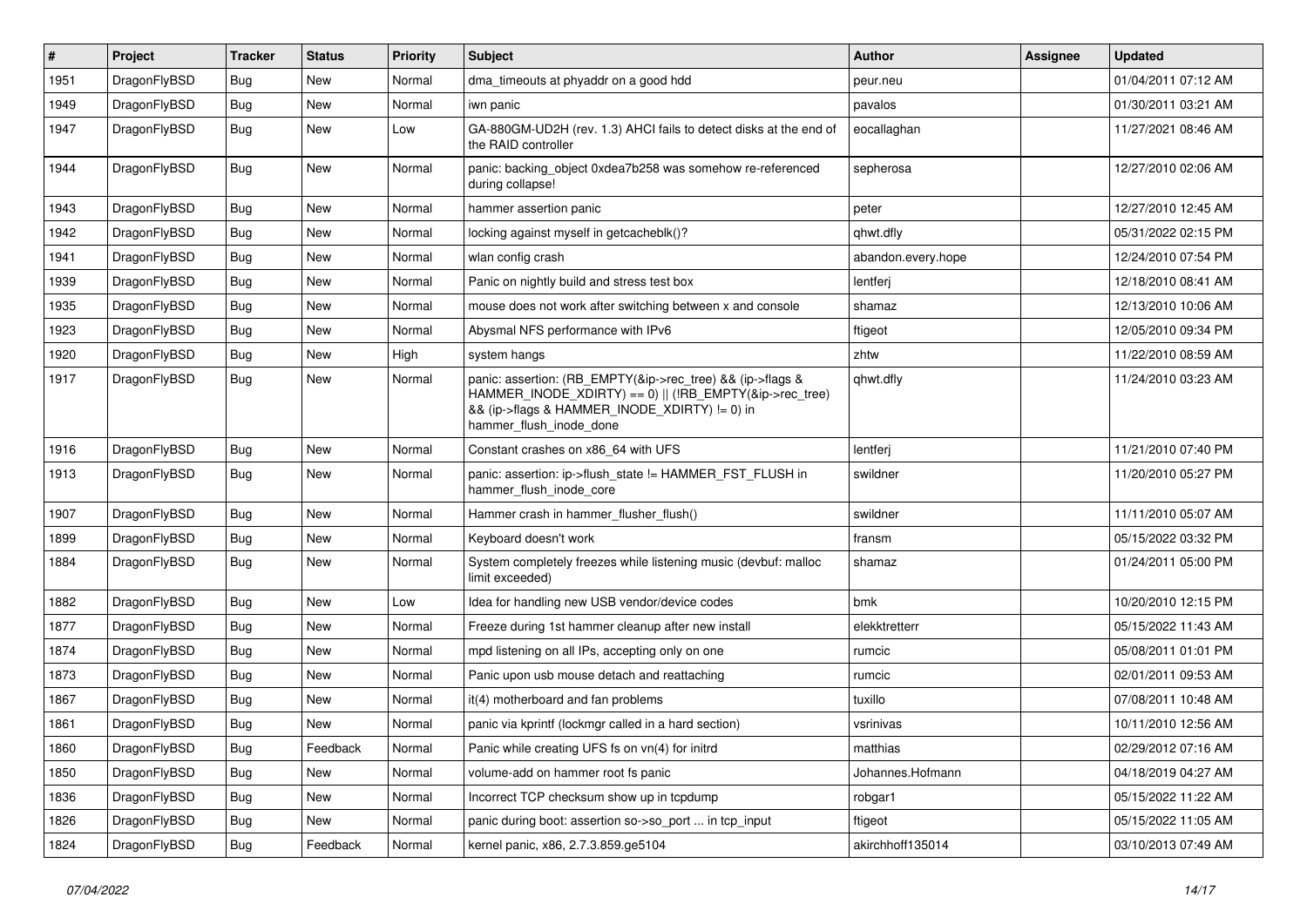| # | Project | Tracker | Status | Priority | Subject | Author | Assignee | Updated |
|---|---|---|---|---|---|---|---|---|
| 1951 | DragonFlyBSD | Bug | New | Normal | dma_timeouts at phyaddr on a good hdd | peur.neu | | 01/04/2011 07:12 AM |
| 1949 | DragonFlyBSD | Bug | New | Normal | iwn panic | pavalos | | 01/30/2011 03:21 AM |
| 1947 | DragonFlyBSD | Bug | New | Low | GA-880GM-UD2H (rev. 1.3) AHCI fails to detect disks at the end of the RAID controller | eocallaghan | | 11/27/2021 08:46 AM |
| 1944 | DragonFlyBSD | Bug | New | Normal | panic: backing_object 0xdea7b258 was somehow re-referenced during collapse! | sepherosa | | 12/27/2010 02:06 AM |
| 1943 | DragonFlyBSD | Bug | New | Normal | hammer assertion panic | peter | | 12/27/2010 12:45 AM |
| 1942 | DragonFlyBSD | Bug | New | Normal | locking against myself in getcacheblk()? | qhwt.dfly | | 05/31/2022 02:15 PM |
| 1941 | DragonFlyBSD | Bug | New | Normal | wlan config crash | abandon.every.hope | | 12/24/2010 07:54 PM |
| 1939 | DragonFlyBSD | Bug | New | Normal | Panic on nightly build and stress test box | lentferj | | 12/18/2010 08:41 AM |
| 1935 | DragonFlyBSD | Bug | New | Normal | mouse does not work after switching between x and console | shamaz | | 12/13/2010 10:06 AM |
| 1923 | DragonFlyBSD | Bug | New | Normal | Abysmal NFS performance with IPv6 | ftigeot | | 12/05/2010 09:34 PM |
| 1920 | DragonFlyBSD | Bug | New | High | system hangs | zhtw | | 11/22/2010 08:59 AM |
| 1917 | DragonFlyBSD | Bug | New | Normal | panic: assertion: (RB_EMPTY(&ip->rec_tree) && (ip->flags & HAMMER_INODE_XDIRTY) == 0) \|\| (!RB_EMPTY(&ip->rec_tree) && (ip->flags & HAMMER_INODE_XDIRTY) != 0) in hammer_flush_inode_done | qhwt.dfly | | 11/24/2010 03:23 AM |
| 1916 | DragonFlyBSD | Bug | New | Normal | Constant crashes on x86_64 with UFS | lentferj | | 11/21/2010 07:40 PM |
| 1913 | DragonFlyBSD | Bug | New | Normal | panic: assertion: ip->flush_state != HAMMER_FST_FLUSH in hammer_flush_inode_core | swildner | | 11/20/2010 05:27 PM |
| 1907 | DragonFlyBSD | Bug | New | Normal | Hammer crash in hammer_flusher_flush() | swildner | | 11/11/2010 05:07 AM |
| 1899 | DragonFlyBSD | Bug | New | Normal | Keyboard doesn't work | fransm | | 05/15/2022 03:32 PM |
| 1884 | DragonFlyBSD | Bug | New | Normal | System completely freezes while listening music (devbuf: malloc limit exceeded) | shamaz | | 01/24/2011 05:00 PM |
| 1882 | DragonFlyBSD | Bug | New | Low | Idea for handling new USB vendor/device codes | bmk | | 10/20/2010 12:15 PM |
| 1877 | DragonFlyBSD | Bug | New | Normal | Freeze during 1st hammer cleanup after new install | elekktretterr | | 05/15/2022 11:43 AM |
| 1874 | DragonFlyBSD | Bug | New | Normal | mpd listening on all IPs, accepting only on one | rumcic | | 05/08/2011 01:01 PM |
| 1873 | DragonFlyBSD | Bug | New | Normal | Panic upon usb mouse detach and reattaching | rumcic | | 02/01/2011 09:53 AM |
| 1867 | DragonFlyBSD | Bug | New | Normal | it(4) motherboard and fan problems | tuxillo | | 07/08/2011 10:48 AM |
| 1861 | DragonFlyBSD | Bug | New | Normal | panic via kprintf (lockmgr called in a hard section) | vsrinivas | | 10/11/2010 12:56 AM |
| 1860 | DragonFlyBSD | Bug | Feedback | Normal | Panic while creating UFS fs on vn(4) for initrd | matthias | | 02/29/2012 07:16 AM |
| 1850 | DragonFlyBSD | Bug | New | Normal | volume-add on hammer root fs panic | Johannes.Hofmann | | 04/18/2019 04:27 AM |
| 1836 | DragonFlyBSD | Bug | New | Normal | Incorrect TCP checksum show up in tcpdump | robgar1 | | 05/15/2022 11:22 AM |
| 1826 | DragonFlyBSD | Bug | New | Normal | panic during boot: assertion so->so_port ... in tcp_input | ftigeot | | 05/15/2022 11:05 AM |
| 1824 | DragonFlyBSD | Bug | Feedback | Normal | kernel panic, x86, 2.7.3.859.ge5104 | akirchhoff135014 | | 03/10/2013 07:49 AM |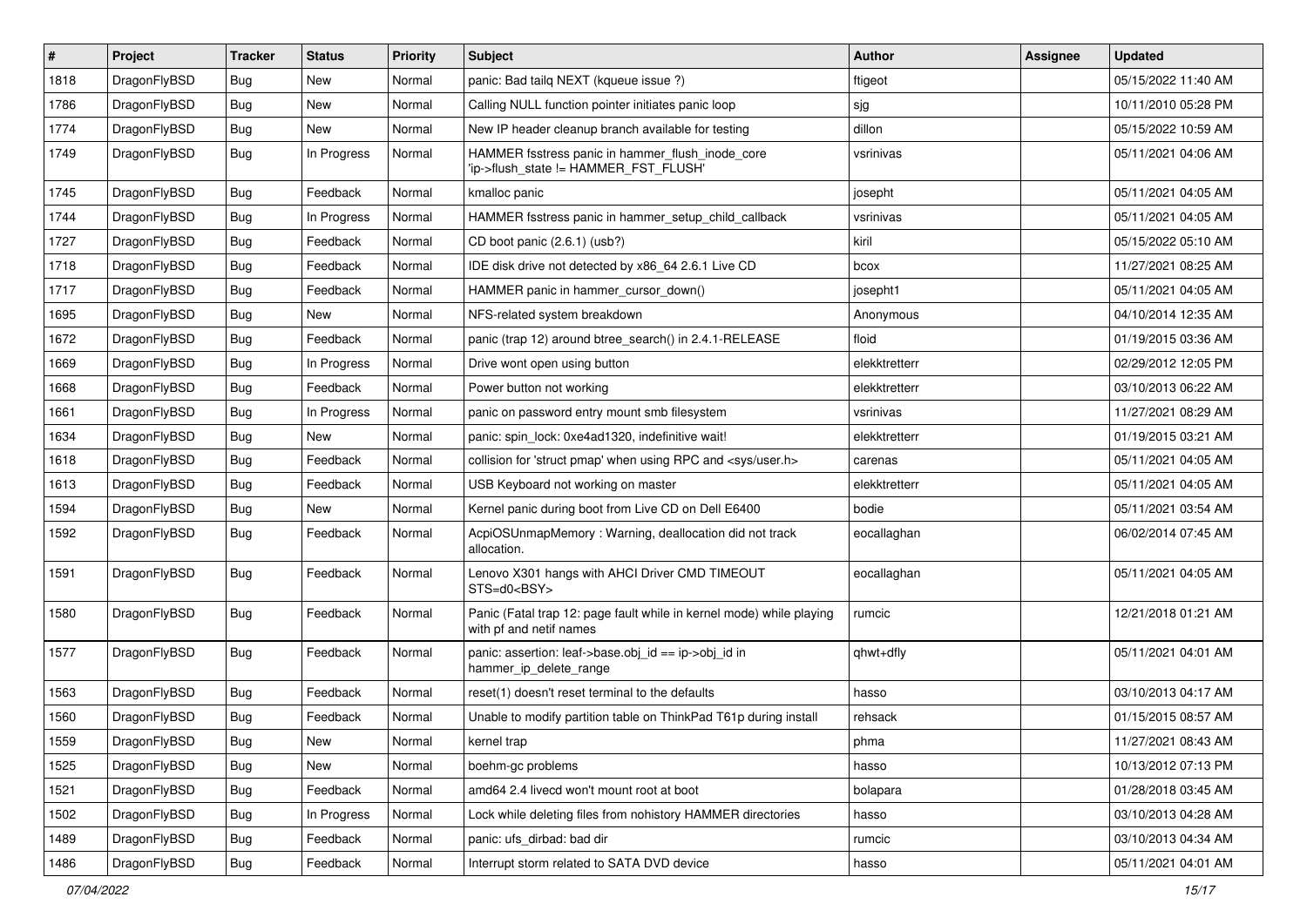| # | Project | Tracker | Status | Priority | Subject | Author | Assignee | Updated |
|---|---|---|---|---|---|---|---|---|
| 1818 | DragonFlyBSD | Bug | New | Normal | panic: Bad tailq NEXT (kqueue issue ?) | ftigeot | | 05/15/2022 11:40 AM |
| 1786 | DragonFlyBSD | Bug | New | Normal | Calling NULL function pointer initiates panic loop | sjg | | 10/11/2010 05:28 PM |
| 1774 | DragonFlyBSD | Bug | New | Normal | New IP header cleanup branch available for testing | dillon | | 05/15/2022 10:59 AM |
| 1749 | DragonFlyBSD | Bug | In Progress | Normal | HAMMER fsstress panic in hammer_flush_inode_core 'ip->flush_state != HAMMER_FST_FLUSH' | vsrinivas | | 05/11/2021 04:06 AM |
| 1745 | DragonFlyBSD | Bug | Feedback | Normal | kmalloc panic | josepht | | 05/11/2021 04:05 AM |
| 1744 | DragonFlyBSD | Bug | In Progress | Normal | HAMMER fsstress panic in hammer_setup_child_callback | vsrinivas | | 05/11/2021 04:05 AM |
| 1727 | DragonFlyBSD | Bug | Feedback | Normal | CD boot panic (2.6.1) (usb?) | kiril | | 05/15/2022 05:10 AM |
| 1718 | DragonFlyBSD | Bug | Feedback | Normal | IDE disk drive not detected by x86_64 2.6.1 Live CD | bcox | | 11/27/2021 08:25 AM |
| 1717 | DragonFlyBSD | Bug | Feedback | Normal | HAMMER panic in hammer_cursor_down() | josepht1 | | 05/11/2021 04:05 AM |
| 1695 | DragonFlyBSD | Bug | New | Normal | NFS-related system breakdown | Anonymous | | 04/10/2014 12:35 AM |
| 1672 | DragonFlyBSD | Bug | Feedback | Normal | panic (trap 12) around btree_search() in 2.4.1-RELEASE | floid | | 01/19/2015 03:36 AM |
| 1669 | DragonFlyBSD | Bug | In Progress | Normal | Drive wont open using button | elekktretterr | | 02/29/2012 12:05 PM |
| 1668 | DragonFlyBSD | Bug | Feedback | Normal | Power button not working | elekktretterr | | 03/10/2013 06:22 AM |
| 1661 | DragonFlyBSD | Bug | In Progress | Normal | panic on password entry mount smb filesystem | vsrinivas | | 11/27/2021 08:29 AM |
| 1634 | DragonFlyBSD | Bug | New | Normal | panic: spin_lock: 0xe4ad1320, indefinitive wait! | elekktretterr | | 01/19/2015 03:21 AM |
| 1618 | DragonFlyBSD | Bug | Feedback | Normal | collision for 'struct pmap' when using RPC and <sys/user.h> | carenas | | 05/11/2021 04:05 AM |
| 1613 | DragonFlyBSD | Bug | Feedback | Normal | USB Keyboard not working on master | elekktretterr | | 05/11/2021 04:05 AM |
| 1594 | DragonFlyBSD | Bug | New | Normal | Kernel panic during boot from Live CD on Dell E6400 | bodie | | 05/11/2021 03:54 AM |
| 1592 | DragonFlyBSD | Bug | Feedback | Normal | AcpiOSUnmapMemory : Warning, deallocation did not track allocation. | eocallaghan | | 06/02/2014 07:45 AM |
| 1591 | DragonFlyBSD | Bug | Feedback | Normal | Lenovo X301 hangs with AHCI Driver CMD TIMEOUT STS=d0<BSY> | eocallaghan | | 05/11/2021 04:05 AM |
| 1580 | DragonFlyBSD | Bug | Feedback | Normal | Panic (Fatal trap 12: page fault while in kernel mode) while playing with pf and netif names | rumcic | | 12/21/2018 01:21 AM |
| 1577 | DragonFlyBSD | Bug | Feedback | Normal | panic: assertion: leaf->base.obj_id == ip->obj_id in hammer_ip_delete_range | qhwt+dfly | | 05/11/2021 04:01 AM |
| 1563 | DragonFlyBSD | Bug | Feedback | Normal | reset(1) doesn't reset terminal to the defaults | hasso | | 03/10/2013 04:17 AM |
| 1560 | DragonFlyBSD | Bug | Feedback | Normal | Unable to modify partition table on ThinkPad T61p during install | rehsack | | 01/15/2015 08:57 AM |
| 1559 | DragonFlyBSD | Bug | New | Normal | kernel trap | phma | | 11/27/2021 08:43 AM |
| 1525 | DragonFlyBSD | Bug | New | Normal | boehm-gc problems | hasso | | 10/13/2012 07:13 PM |
| 1521 | DragonFlyBSD | Bug | Feedback | Normal | amd64 2.4 livecd won't mount root at boot | bolapara | | 01/28/2018 03:45 AM |
| 1502 | DragonFlyBSD | Bug | In Progress | Normal | Lock while deleting files from nohistory HAMMER directories | hasso | | 03/10/2013 04:28 AM |
| 1489 | DragonFlyBSD | Bug | Feedback | Normal | panic: ufs_dirbad: bad dir | rumcic | | 03/10/2013 04:34 AM |
| 1486 | DragonFlyBSD | Bug | Feedback | Normal | Interrupt storm related to SATA DVD device | hasso | | 05/11/2021 04:01 AM |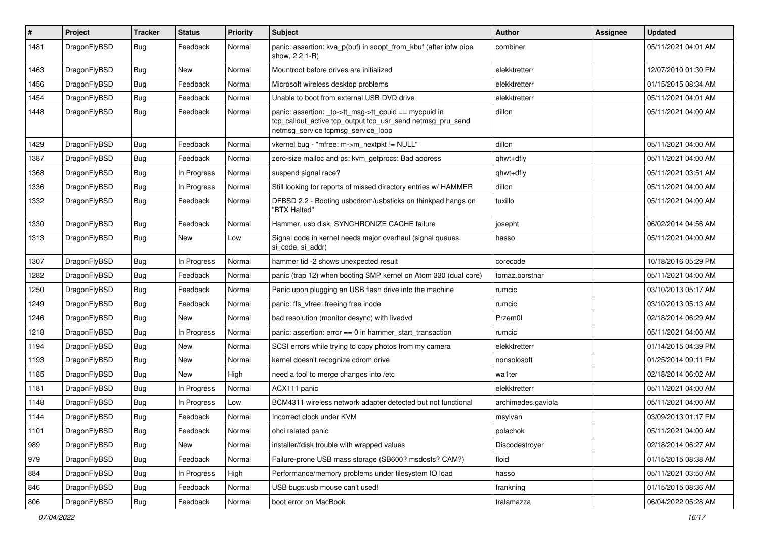| # | Project | Tracker | Status | Priority | Subject | Author | Assignee | Updated |
|---|---|---|---|---|---|---|---|---|
| 1481 | DragonFlyBSD | Bug | Feedback | Normal | panic: assertion: kva_p(buf) in soopt_from_kbuf (after ipfw pipe show, 2.2.1-R) | combiner | | 05/11/2021 04:01 AM |
| 1463 | DragonFlyBSD | Bug | New | Normal | Mountroot before drives are initialized | elekktretterr | | 12/07/2010 01:30 PM |
| 1456 | DragonFlyBSD | Bug | Feedback | Normal | Microsoft wireless desktop problems | elekktretterr | | 01/15/2015 08:34 AM |
| 1454 | DragonFlyBSD | Bug | Feedback | Normal | Unable to boot from external USB DVD drive | elekktretterr | | 05/11/2021 04:01 AM |
| 1448 | DragonFlyBSD | Bug | Feedback | Normal | panic: assertion: _tp->tt_msg->tt_cpuid == mycpuid in tcp_callout_active tcp_output tcp_usr_send netmsg_pru_send netmsg_service tcpmsg_service_loop | dillon | | 05/11/2021 04:00 AM |
| 1429 | DragonFlyBSD | Bug | Feedback | Normal | vkernel bug - "mfree: m->m_nextpkt != NULL" | dillon | | 05/11/2021 04:00 AM |
| 1387 | DragonFlyBSD | Bug | Feedback | Normal | zero-size malloc and ps: kvm_getprocs: Bad address | qhwt+dfly | | 05/11/2021 04:00 AM |
| 1368 | DragonFlyBSD | Bug | In Progress | Normal | suspend signal race? | qhwt+dfly | | 05/11/2021 03:51 AM |
| 1336 | DragonFlyBSD | Bug | In Progress | Normal | Still looking for reports of missed directory entries w/ HAMMER | dillon | | 05/11/2021 04:00 AM |
| 1332 | DragonFlyBSD | Bug | Feedback | Normal | DFBSD 2.2 - Booting usbcdrom/usbsticks on thinkpad hangs on "BTX Halted" | tuxillo | | 05/11/2021 04:00 AM |
| 1330 | DragonFlyBSD | Bug | Feedback | Normal | Hammer, usb disk, SYNCHRONIZE CACHE failure | josepht | | 06/02/2014 04:56 AM |
| 1313 | DragonFlyBSD | Bug | New | Low | Signal code in kernel needs major overhaul (signal queues, si_code, si_addr) | hasso | | 05/11/2021 04:00 AM |
| 1307 | DragonFlyBSD | Bug | In Progress | Normal | hammer tid -2 shows unexpected result | corecode | | 10/18/2016 05:29 PM |
| 1282 | DragonFlyBSD | Bug | Feedback | Normal | panic (trap 12) when booting SMP kernel on Atom 330 (dual core) | tomaz.borstnar | | 05/11/2021 04:00 AM |
| 1250 | DragonFlyBSD | Bug | Feedback | Normal | Panic upon plugging an USB flash drive into the machine | rumcic | | 03/10/2013 05:17 AM |
| 1249 | DragonFlyBSD | Bug | Feedback | Normal | panic: ffs_vfree: freeing free inode | rumcic | | 03/10/2013 05:13 AM |
| 1246 | DragonFlyBSD | Bug | New | Normal | bad resolution (monitor desync) with livedvd | Przem0l | | 02/18/2014 06:29 AM |
| 1218 | DragonFlyBSD | Bug | In Progress | Normal | panic: assertion: error == 0 in hammer_start_transaction | rumcic | | 05/11/2021 04:00 AM |
| 1194 | DragonFlyBSD | Bug | New | Normal | SCSI errors while trying to copy photos from my camera | elekktretterr | | 01/14/2015 04:39 PM |
| 1193 | DragonFlyBSD | Bug | New | Normal | kernel doesn't recognize cdrom drive | nonsolosoft | | 01/25/2014 09:11 PM |
| 1185 | DragonFlyBSD | Bug | New | High | need a tool to merge changes into /etc | wa1ter | | 02/18/2014 06:02 AM |
| 1181 | DragonFlyBSD | Bug | In Progress | Normal | ACX111 panic | elekktretterr | | 05/11/2021 04:00 AM |
| 1148 | DragonFlyBSD | Bug | In Progress | Low | BCM4311 wireless network adapter detected but not functional | archimedes.gaviola | | 05/11/2021 04:00 AM |
| 1144 | DragonFlyBSD | Bug | Feedback | Normal | Incorrect clock under KVM | msylvan | | 03/09/2013 01:17 PM |
| 1101 | DragonFlyBSD | Bug | Feedback | Normal | ohci related panic | polachok | | 05/11/2021 04:00 AM |
| 989 | DragonFlyBSD | Bug | New | Normal | installer/fdisk trouble with wrapped values | Discodestroyer | | 02/18/2014 06:27 AM |
| 979 | DragonFlyBSD | Bug | Feedback | Normal | Failure-prone USB mass storage (SB600? msdosfs? CAM?) | floid | | 01/15/2015 08:38 AM |
| 884 | DragonFlyBSD | Bug | In Progress | High | Performance/memory problems under filesystem IO load | hasso | | 05/11/2021 03:50 AM |
| 846 | DragonFlyBSD | Bug | Feedback | Normal | USB bugs:usb mouse can't used! | frankning | | 01/15/2015 08:36 AM |
| 806 | DragonFlyBSD | Bug | Feedback | Normal | boot error on MacBook | tralamazza | | 06/04/2022 05:28 AM |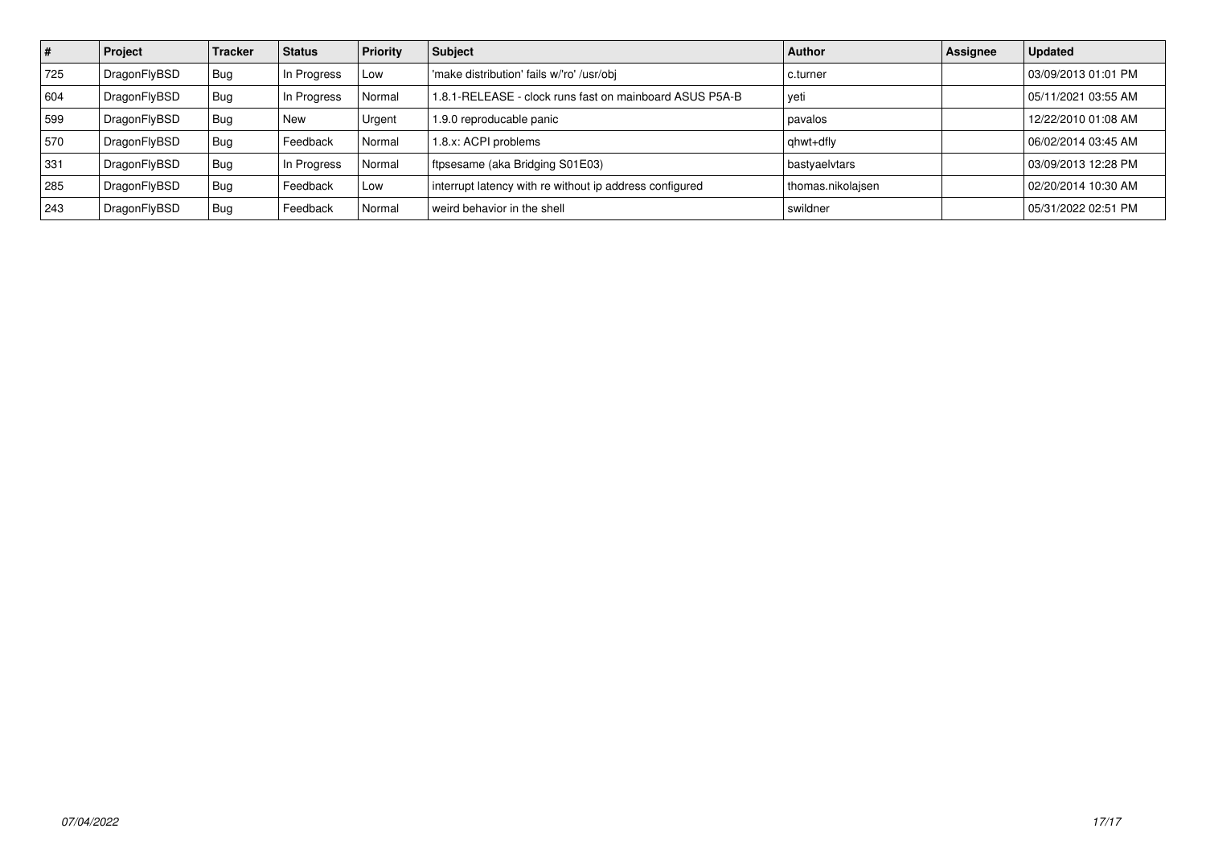| # | Project | Tracker | Status | Priority | Subject | Author | Assignee | Updated |
|---|---|---|---|---|---|---|---|---|
| 725 | DragonFlyBSD | Bug | In Progress | Low | 'make distribution' fails w/'ro' /usr/obj | c.turner | | 03/09/2013 01:01 PM |
| 604 | DragonFlyBSD | Bug | In Progress | Normal | 1.8.1-RELEASE - clock runs fast on mainboard ASUS P5A-B | yeti | | 05/11/2021 03:55 AM |
| 599 | DragonFlyBSD | Bug | New | Urgent | 1.9.0 reproducable panic | pavalos | | 12/22/2010 01:08 AM |
| 570 | DragonFlyBSD | Bug | Feedback | Normal | 1.8.x: ACPI problems | qhwt+dfly | | 06/02/2014 03:45 AM |
| 331 | DragonFlyBSD | Bug | In Progress | Normal | ftpsesame (aka Bridging S01E03) | bastyaelvtars | | 03/09/2013 12:28 PM |
| 285 | DragonFlyBSD | Bug | Feedback | Low | interrupt latency with re without ip address configured | thomas.nikolajsen | | 02/20/2014 10:30 AM |
| 243 | DragonFlyBSD | Bug | Feedback | Normal | weird behavior in the shell | swildner | | 05/31/2022 02:51 PM |